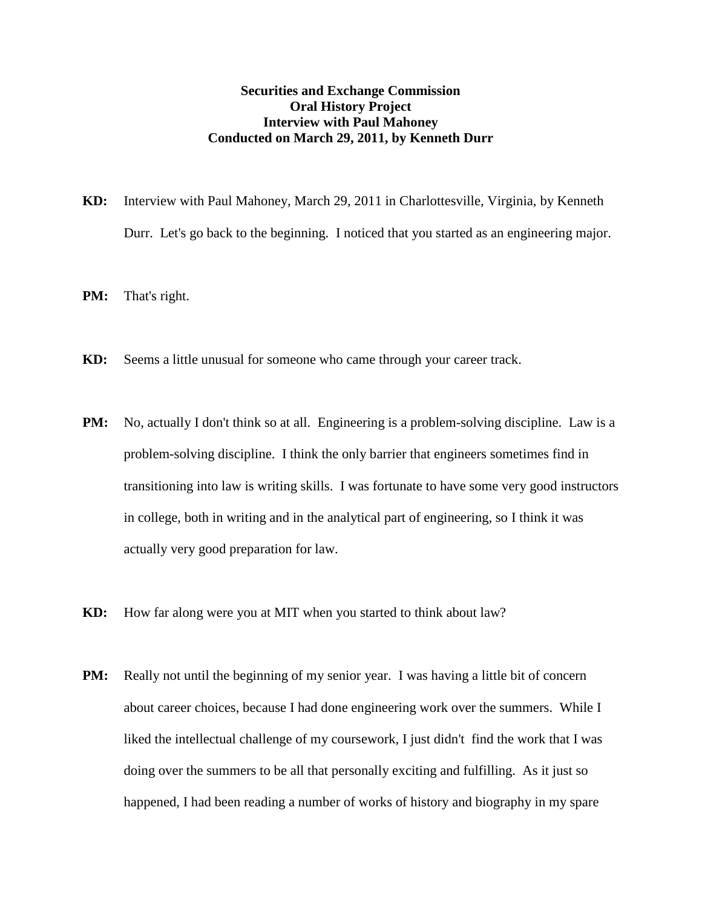**Securities and Exchange Commission**
**Oral History Project**
**Interview with Paul Mahoney**
**Conducted on March 29, 2011, by Kenneth Durr**

**KD:** Interview with Paul Mahoney, March 29, 2011 in Charlottesville, Virginia, by Kenneth Durr. Let's go back to the beginning. I noticed that you started as an engineering major.

**PM:** That's right.

**KD:** Seems a little unusual for someone who came through your career track.

**PM:** No, actually I don't think so at all. Engineering is a problem-solving discipline. Law is a problem-solving discipline. I think the only barrier that engineers sometimes find in transitioning into law is writing skills. I was fortunate to have some very good instructors in college, both in writing and in the analytical part of engineering, so I think it was actually very good preparation for law.

**KD:** How far along were you at MIT when you started to think about law?

**PM:** Really not until the beginning of my senior year. I was having a little bit of concern about career choices, because I had done engineering work over the summers. While I liked the intellectual challenge of my coursework, I just didn't find the work that I was doing over the summers to be all that personally exciting and fulfilling. As it just so happened, I had been reading a number of works of history and biography in my spare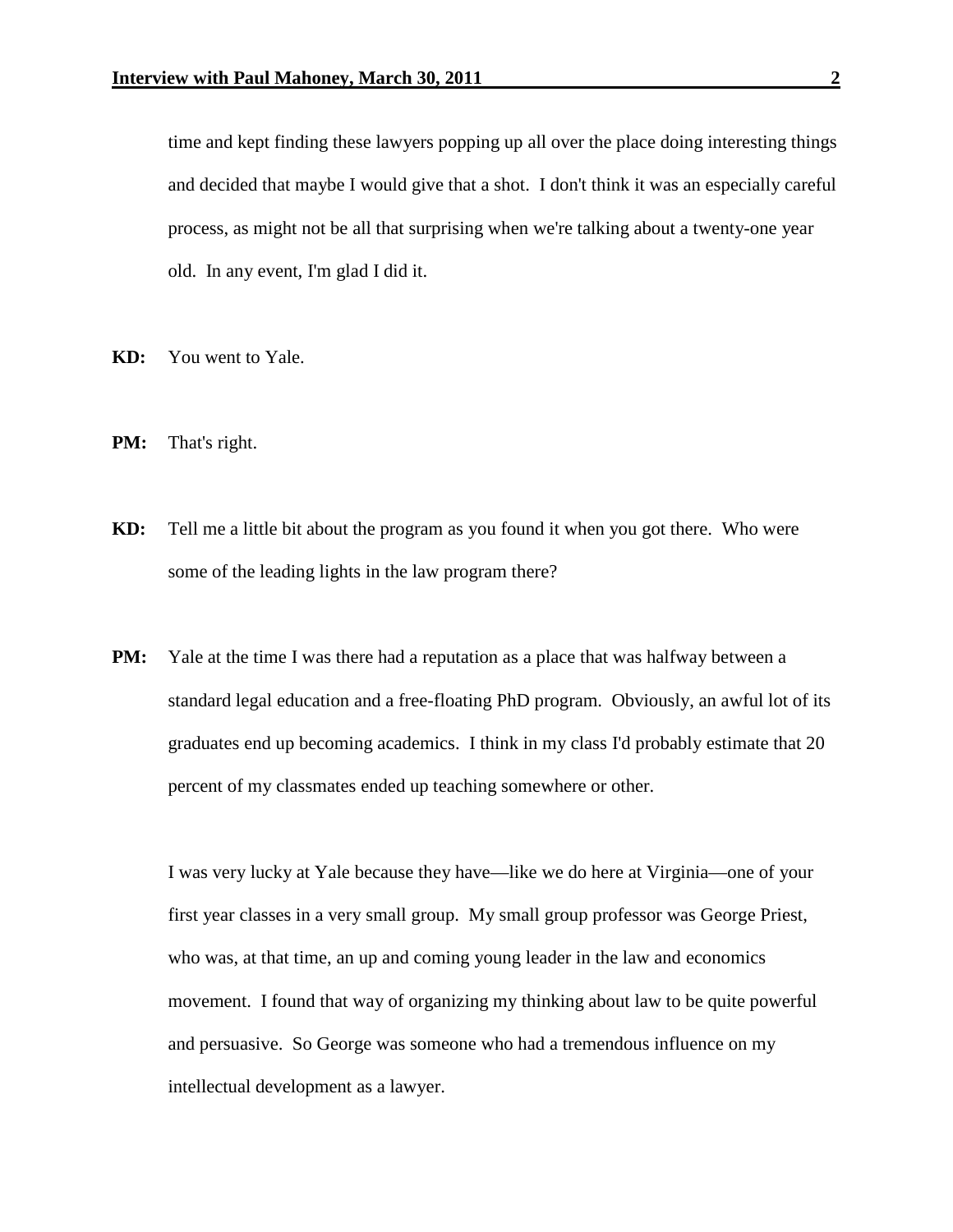time and kept finding these lawyers popping up all over the place doing interesting things and decided that maybe I would give that a shot. I don't think it was an especially careful process, as might not be all that surprising when we're talking about a twenty-one year old. In any event, I'm glad I did it.

**KD:** You went to Yale.

**PM:** That's right.

**KD:** Tell me a little bit about the program as you found it when you got there. Who were some of the leading lights in the law program there?

**PM:** Yale at the time I was there had a reputation as a place that was halfway between a standard legal education and a free-floating PhD program. Obviously, an awful lot of its graduates end up becoming academics. I think in my class I'd probably estimate that 20 percent of my classmates ended up teaching somewhere or other.

I was very lucky at Yale because they have—like we do here at Virginia—one of your first year classes in a very small group. My small group professor was George Priest, who was, at that time, an up and coming young leader in the law and economics movement. I found that way of organizing my thinking about law to be quite powerful and persuasive. So George was someone who had a tremendous influence on my intellectual development as a lawyer.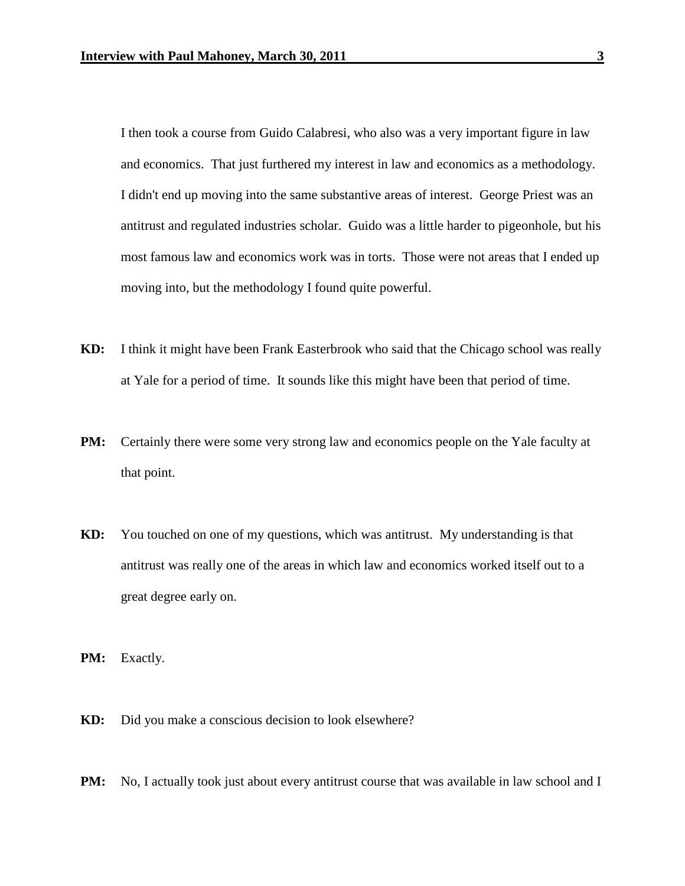I then took a course from Guido Calabresi, who also was a very important figure in law and economics. That just furthered my interest in law and economics as a methodology. I didn't end up moving into the same substantive areas of interest. George Priest was an antitrust and regulated industries scholar. Guido was a little harder to pigeonhole, but his most famous law and economics work was in torts. Those were not areas that I ended up moving into, but the methodology I found quite powerful.

**KD:** I think it might have been Frank Easterbrook who said that the Chicago school was really at Yale for a period of time. It sounds like this might have been that period of time.

**PM:** Certainly there were some very strong law and economics people on the Yale faculty at that point.

**KD:** You touched on one of my questions, which was antitrust. My understanding is that antitrust was really one of the areas in which law and economics worked itself out to a great degree early on.

**PM:** Exactly.

**KD:** Did you make a conscious decision to look elsewhere?

**PM:** No, I actually took just about every antitrust course that was available in law school and I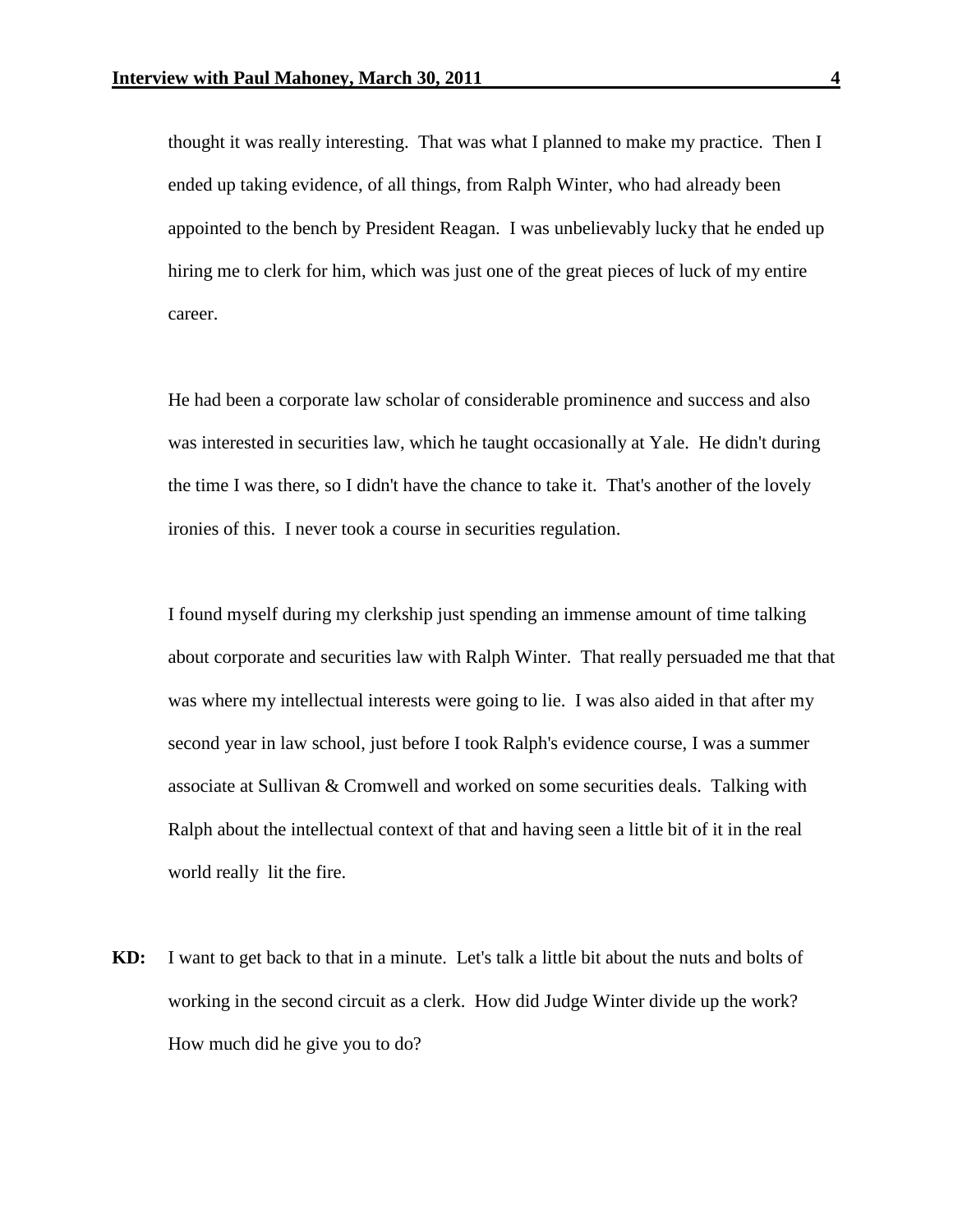thought it was really interesting. That was what I planned to make my practice. Then I ended up taking evidence, of all things, from Ralph Winter, who had already been appointed to the bench by President Reagan. I was unbelievably lucky that he ended up hiring me to clerk for him, which was just one of the great pieces of luck of my entire career.

He had been a corporate law scholar of considerable prominence and success and also was interested in securities law, which he taught occasionally at Yale. He didn't during the time I was there, so I didn't have the chance to take it. That's another of the lovely ironies of this. I never took a course in securities regulation.

I found myself during my clerkship just spending an immense amount of time talking about corporate and securities law with Ralph Winter. That really persuaded me that that was where my intellectual interests were going to lie. I was also aided in that after my second year in law school, just before I took Ralph's evidence course, I was a summer associate at Sullivan & Cromwell and worked on some securities deals. Talking with Ralph about the intellectual context of that and having seen a little bit of it in the real world really lit the fire.

**KD:** I want to get back to that in a minute. Let's talk a little bit about the nuts and bolts of working in the second circuit as a clerk. How did Judge Winter divide up the work? How much did he give you to do?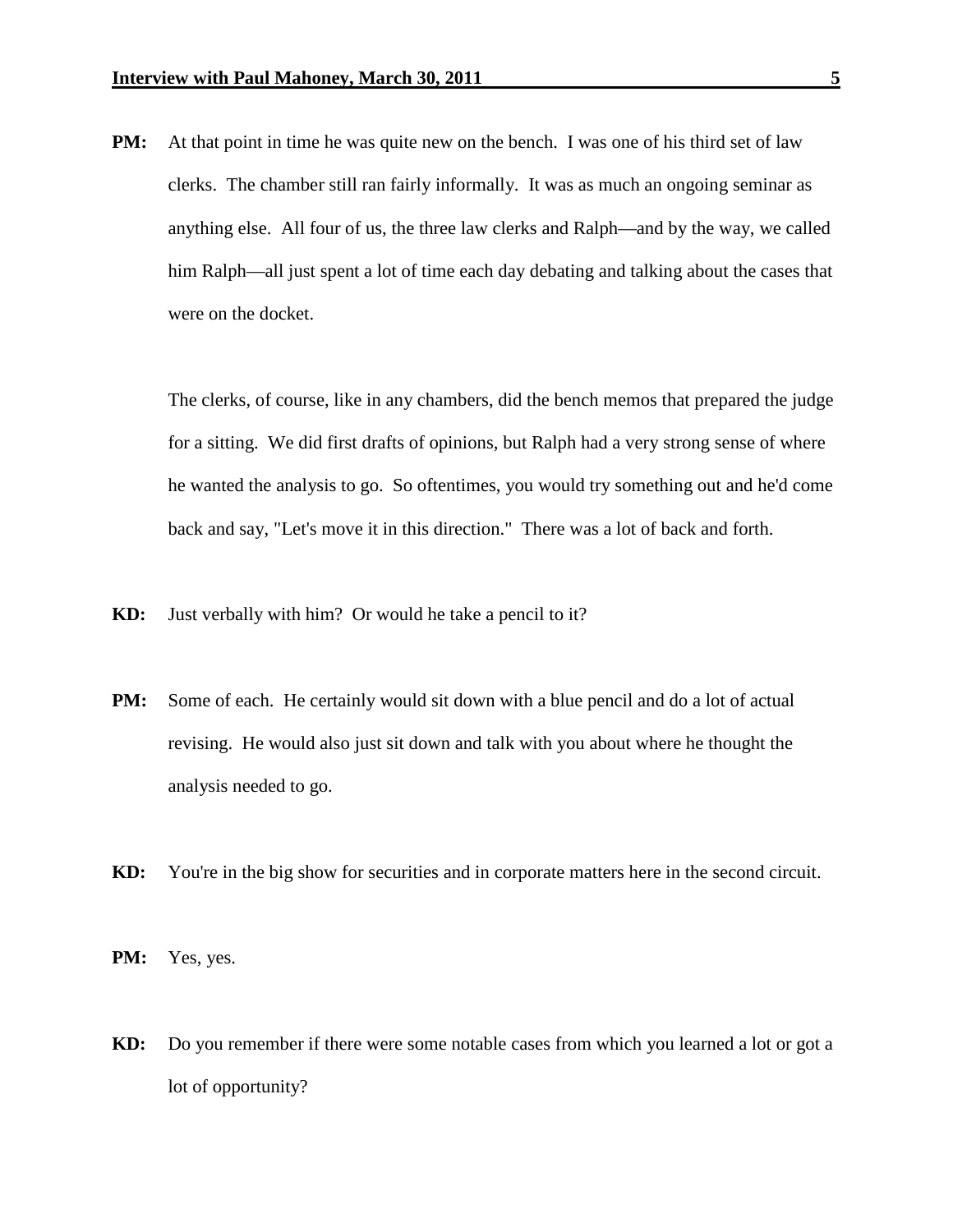**PM:** At that point in time he was quite new on the bench. I was one of his third set of law clerks. The chamber still ran fairly informally. It was as much an ongoing seminar as anything else. All four of us, the three law clerks and Ralph—and by the way, we called him Ralph—all just spent a lot of time each day debating and talking about the cases that were on the docket.

The clerks, of course, like in any chambers, did the bench memos that prepared the judge for a sitting. We did first drafts of opinions, but Ralph had a very strong sense of where he wanted the analysis to go. So oftentimes, you would try something out and he'd come back and say, "Let's move it in this direction." There was a lot of back and forth.

**KD:** Just verbally with him? Or would he take a pencil to it?

**PM:** Some of each. He certainly would sit down with a blue pencil and do a lot of actual revising. He would also just sit down and talk with you about where he thought the analysis needed to go.

**KD:** You're in the big show for securities and in corporate matters here in the second circuit.

**PM:** Yes, yes.

**KD:** Do you remember if there were some notable cases from which you learned a lot or got a lot of opportunity?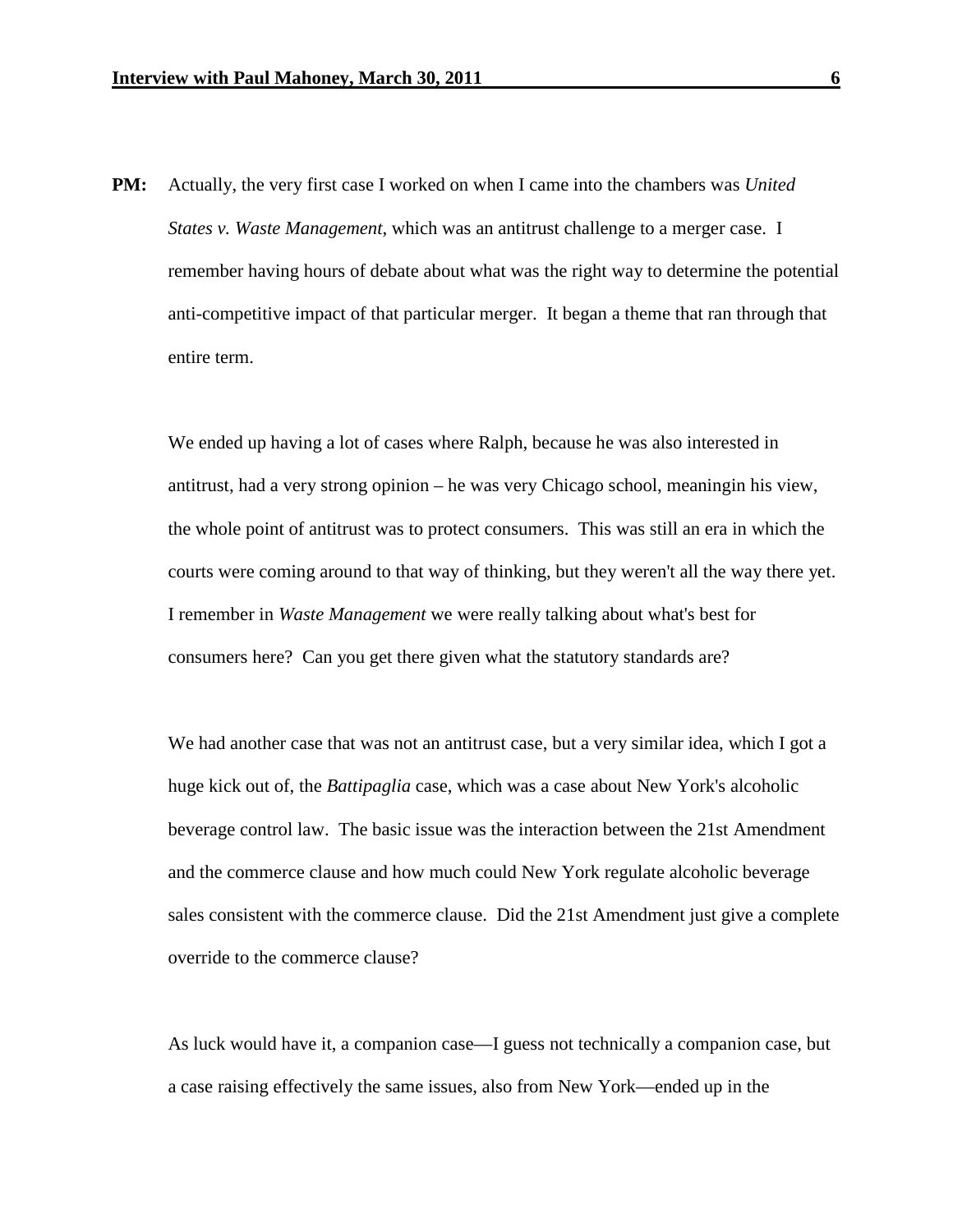**PM:** Actually, the very first case I worked on when I came into the chambers was *United States v. Waste Management*, which was an antitrust challenge to a merger case. I remember having hours of debate about what was the right way to determine the potential anti-competitive impact of that particular merger. It began a theme that ran through that entire term.

We ended up having a lot of cases where Ralph, because he was also interested in antitrust, had a very strong opinion – he was very Chicago school, meaningin his view, the whole point of antitrust was to protect consumers. This was still an era in which the courts were coming around to that way of thinking, but they weren't all the way there yet. I remember in *Waste Management* we were really talking about what's best for consumers here? Can you get there given what the statutory standards are?

We had another case that was not an antitrust case, but a very similar idea, which I got a huge kick out of, the *Battipaglia* case, which was a case about New York's alcoholic beverage control law. The basic issue was the interaction between the 21st Amendment and the commerce clause and how much could New York regulate alcoholic beverage sales consistent with the commerce clause. Did the 21st Amendment just give a complete override to the commerce clause?

As luck would have it, a companion case—I guess not technically a companion case, but a case raising effectively the same issues, also from New York—ended up in the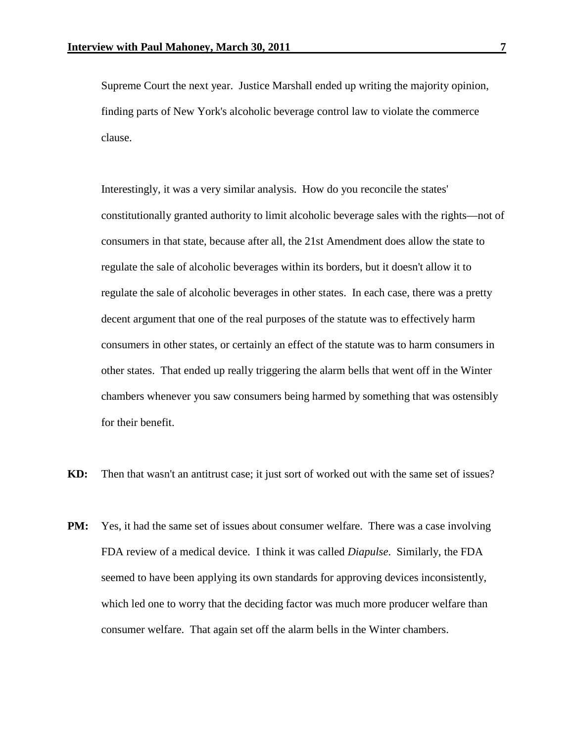Supreme Court the next year. Justice Marshall ended up writing the majority opinion, finding parts of New York's alcoholic beverage control law to violate the commerce clause.

Interestingly, it was a very similar analysis. How do you reconcile the states' constitutionally granted authority to limit alcoholic beverage sales with the rights—not of consumers in that state, because after all, the 21st Amendment does allow the state to regulate the sale of alcoholic beverages within its borders, but it doesn't allow it to regulate the sale of alcoholic beverages in other states. In each case, there was a pretty decent argument that one of the real purposes of the statute was to effectively harm consumers in other states, or certainly an effect of the statute was to harm consumers in other states. That ended up really triggering the alarm bells that went off in the Winter chambers whenever you saw consumers being harmed by something that was ostensibly for their benefit.

**KD:** Then that wasn't an antitrust case; it just sort of worked out with the same set of issues?

**PM:** Yes, it had the same set of issues about consumer welfare. There was a case involving FDA review of a medical device. I think it was called *Diapulse*. Similarly, the FDA seemed to have been applying its own standards for approving devices inconsistently, which led one to worry that the deciding factor was much more producer welfare than consumer welfare. That again set off the alarm bells in the Winter chambers.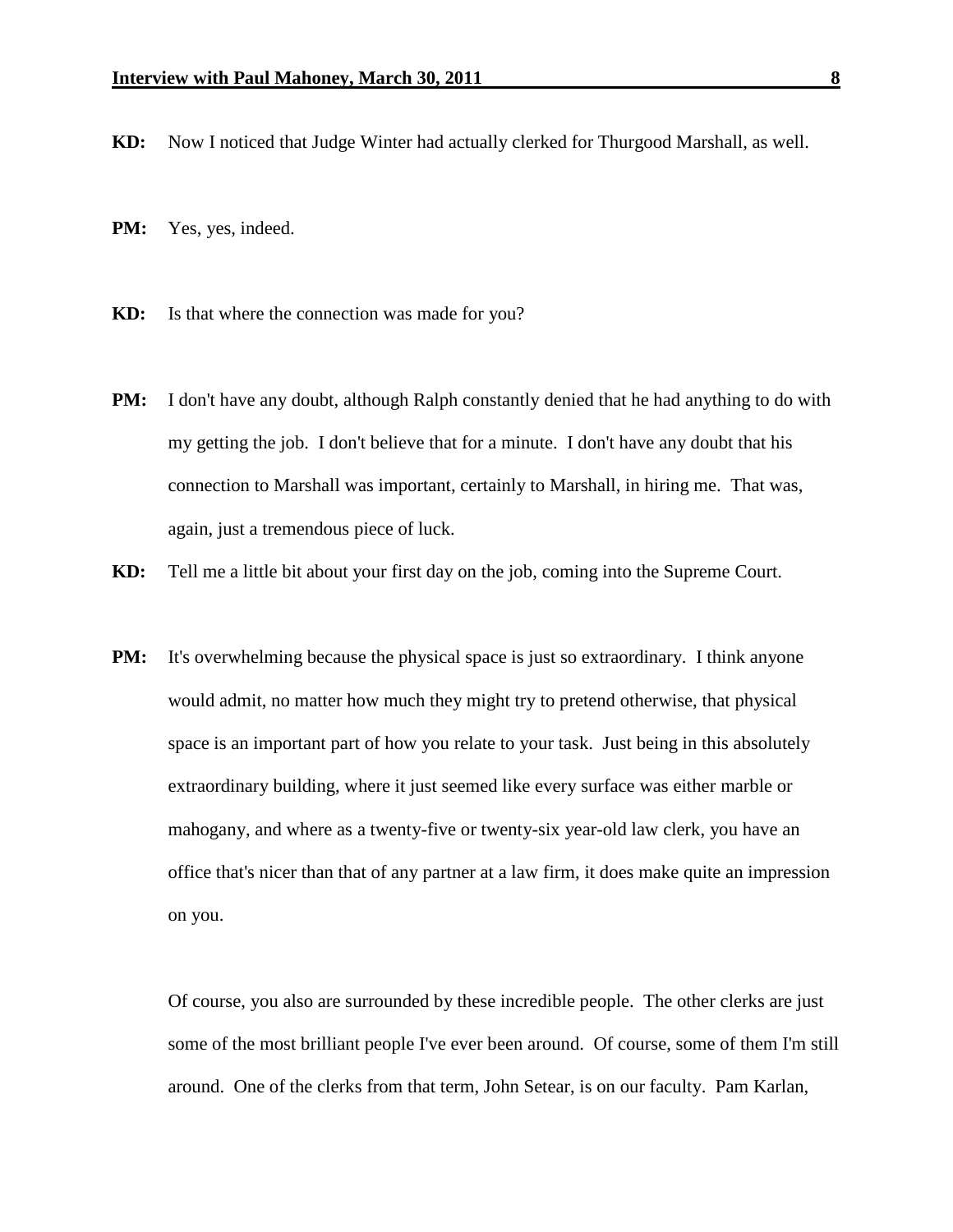**KD:** Now I noticed that Judge Winter had actually clerked for Thurgood Marshall, as well.

**PM:** Yes, yes, indeed.

**KD:** Is that where the connection was made for you?

**PM:** I don't have any doubt, although Ralph constantly denied that he had anything to do with my getting the job. I don't believe that for a minute. I don't have any doubt that his connection to Marshall was important, certainly to Marshall, in hiring me. That was, again, just a tremendous piece of luck.

**KD:** Tell me a little bit about your first day on the job, coming into the Supreme Court.

**PM:** It's overwhelming because the physical space is just so extraordinary. I think anyone would admit, no matter how much they might try to pretend otherwise, that physical space is an important part of how you relate to your task. Just being in this absolutely extraordinary building, where it just seemed like every surface was either marble or mahogany, and where as a twenty-five or twenty-six year-old law clerk, you have an office that's nicer than that of any partner at a law firm, it does make quite an impression on you.

Of course, you also are surrounded by these incredible people. The other clerks are just some of the most brilliant people I've ever been around. Of course, some of them I'm still around. One of the clerks from that term, John Setear, is on our faculty. Pam Karlan,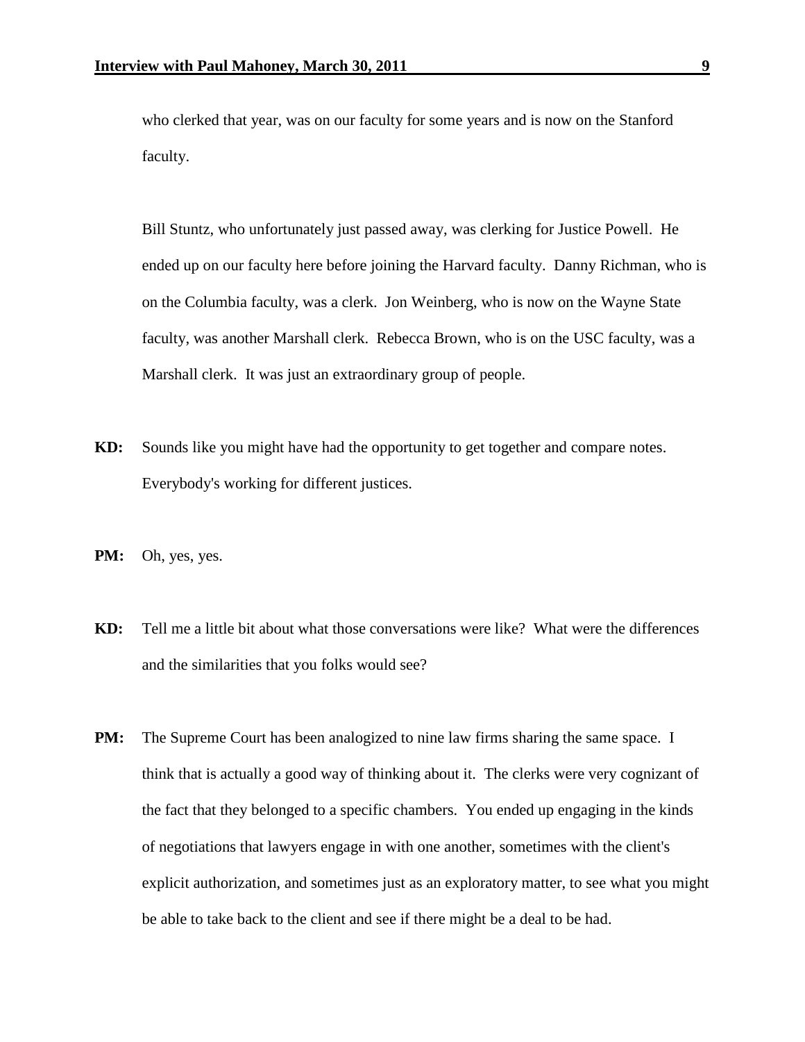who clerked that year, was on our faculty for some years and is now on the Stanford faculty.

Bill Stuntz, who unfortunately just passed away, was clerking for Justice Powell. He ended up on our faculty here before joining the Harvard faculty. Danny Richman, who is on the Columbia faculty, was a clerk. Jon Weinberg, who is now on the Wayne State faculty, was another Marshall clerk. Rebecca Brown, who is on the USC faculty, was a Marshall clerk. It was just an extraordinary group of people.

**KD:** Sounds like you might have had the opportunity to get together and compare notes. Everybody's working for different justices.

**PM:** Oh, yes, yes.

**KD:** Tell me a little bit about what those conversations were like? What were the differences and the similarities that you folks would see?

**PM:** The Supreme Court has been analogized to nine law firms sharing the same space. I think that is actually a good way of thinking about it. The clerks were very cognizant of the fact that they belonged to a specific chambers. You ended up engaging in the kinds of negotiations that lawyers engage in with one another, sometimes with the client's explicit authorization, and sometimes just as an exploratory matter, to see what you might be able to take back to the client and see if there might be a deal to be had.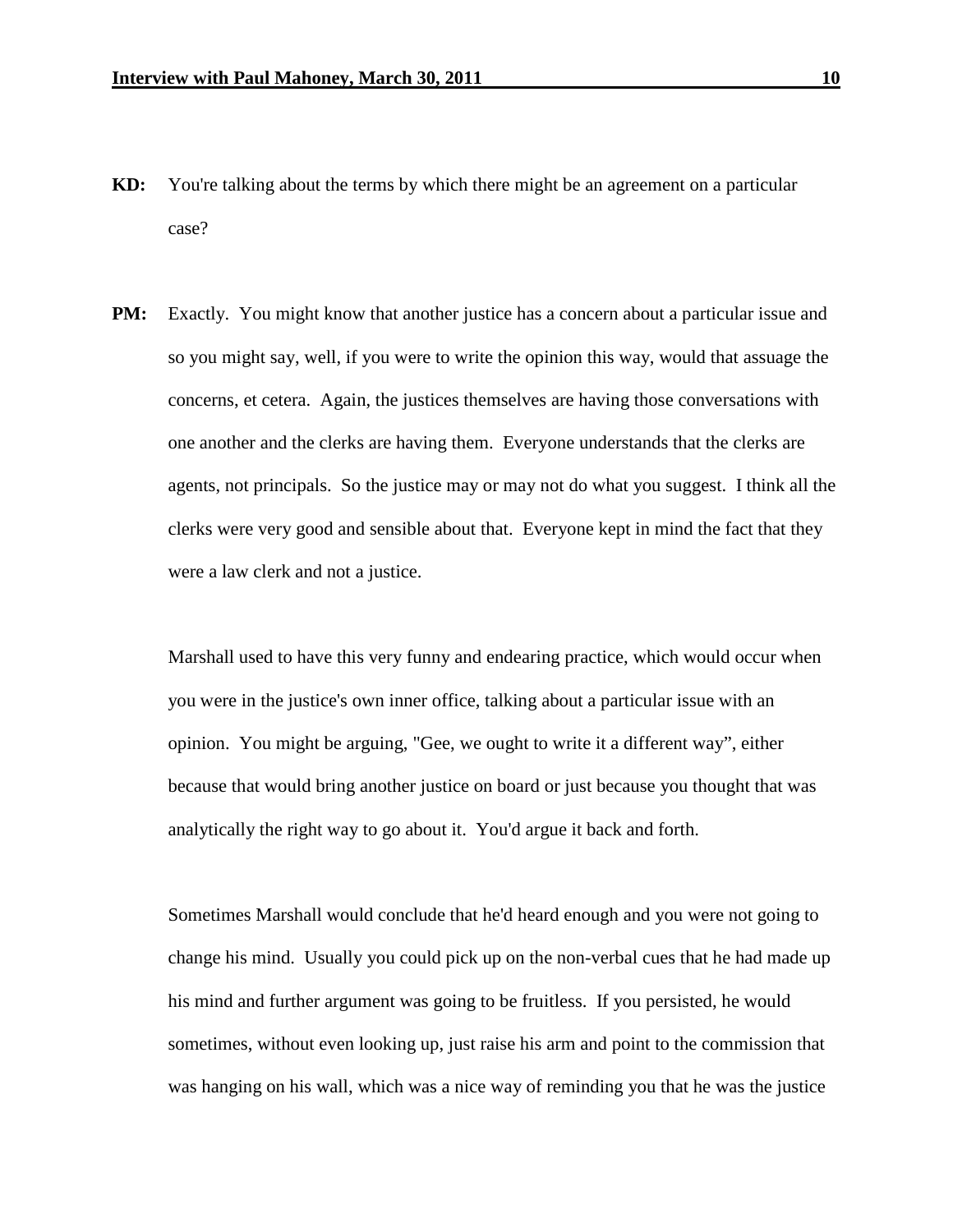**KD:** You're talking about the terms by which there might be an agreement on a particular case?

**PM:** Exactly. You might know that another justice has a concern about a particular issue and so you might say, well, if you were to write the opinion this way, would that assuage the concerns, et cetera. Again, the justices themselves are having those conversations with one another and the clerks are having them. Everyone understands that the clerks are agents, not principals. So the justice may or may not do what you suggest. I think all the clerks were very good and sensible about that. Everyone kept in mind the fact that they were a law clerk and not a justice.

Marshall used to have this very funny and endearing practice, which would occur when you were in the justice's own inner office, talking about a particular issue with an opinion. You might be arguing, "Gee, we ought to write it a different way", either because that would bring another justice on board or just because you thought that was analytically the right way to go about it. You'd argue it back and forth.

Sometimes Marshall would conclude that he'd heard enough and you were not going to change his mind. Usually you could pick up on the non-verbal cues that he had made up his mind and further argument was going to be fruitless. If you persisted, he would sometimes, without even looking up, just raise his arm and point to the commission that was hanging on his wall, which was a nice way of reminding you that he was the justice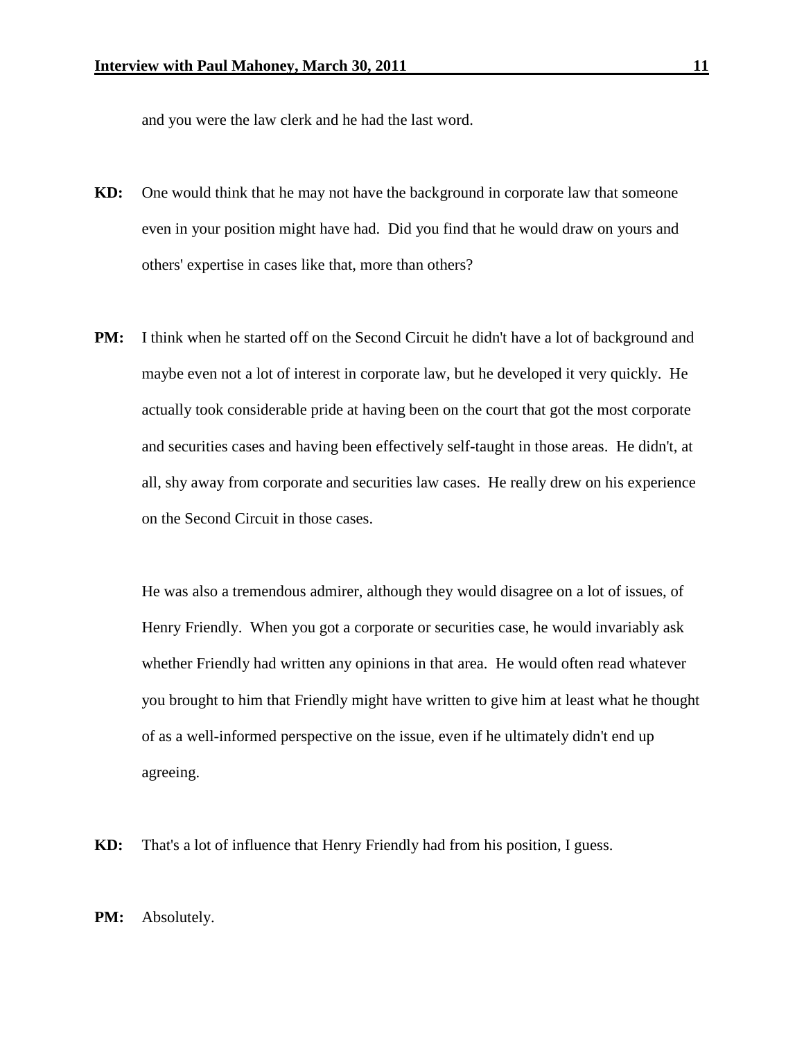and you were the law clerk and he had the last word.

**KD:** One would think that he may not have the background in corporate law that someone even in your position might have had. Did you find that he would draw on yours and others' expertise in cases like that, more than others?

**PM:** I think when he started off on the Second Circuit he didn't have a lot of background and maybe even not a lot of interest in corporate law, but he developed it very quickly. He actually took considerable pride at having been on the court that got the most corporate and securities cases and having been effectively self-taught in those areas. He didn't, at all, shy away from corporate and securities law cases. He really drew on his experience on the Second Circuit in those cases.

He was also a tremendous admirer, although they would disagree on a lot of issues, of Henry Friendly. When you got a corporate or securities case, he would invariably ask whether Friendly had written any opinions in that area. He would often read whatever you brought to him that Friendly might have written to give him at least what he thought of as a well-informed perspective on the issue, even if he ultimately didn't end up agreeing.

**KD:** That's a lot of influence that Henry Friendly had from his position, I guess.

**PM:** Absolutely.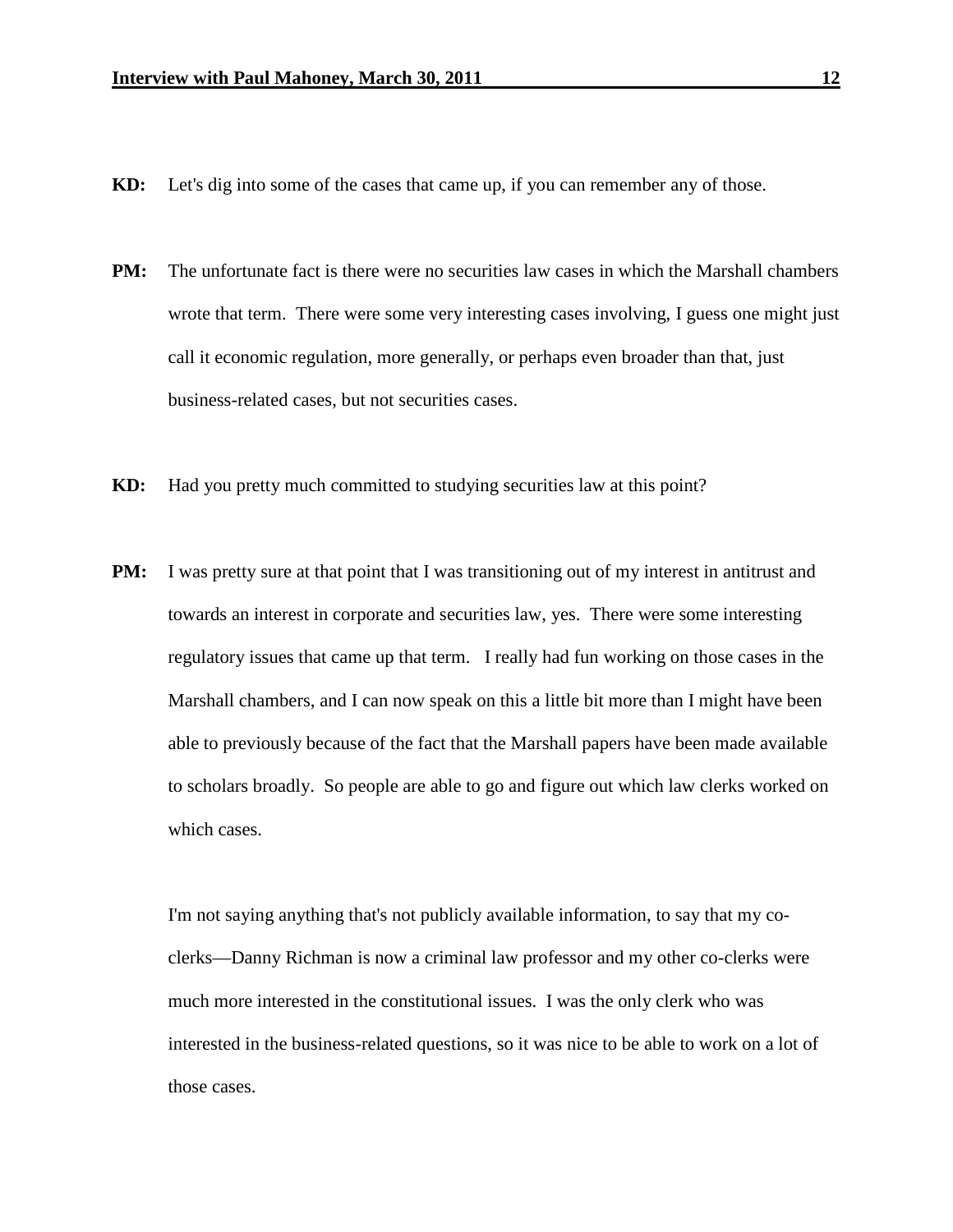**KD:** Let's dig into some of the cases that came up, if you can remember any of those.

**PM:** The unfortunate fact is there were no securities law cases in which the Marshall chambers wrote that term. There were some very interesting cases involving, I guess one might just call it economic regulation, more generally, or perhaps even broader than that, just business-related cases, but not securities cases.

**KD:** Had you pretty much committed to studying securities law at this point?

**PM:** I was pretty sure at that point that I was transitioning out of my interest in antitrust and towards an interest in corporate and securities law, yes. There were some interesting regulatory issues that came up that term. I really had fun working on those cases in the Marshall chambers, and I can now speak on this a little bit more than I might have been able to previously because of the fact that the Marshall papers have been made available to scholars broadly. So people are able to go and figure out which law clerks worked on which cases.

I'm not saying anything that's not publicly available information, to say that my co-clerks—Danny Richman is now a criminal law professor and my other co-clerks were much more interested in the constitutional issues. I was the only clerk who was interested in the business-related questions, so it was nice to be able to work on a lot of those cases.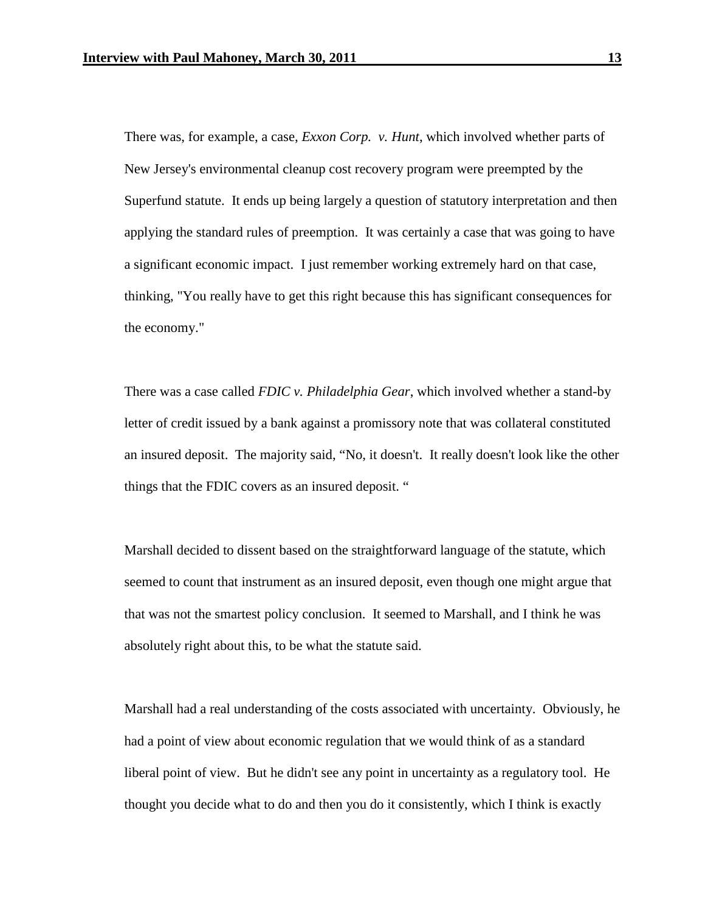There was, for example, a case, *Exxon Corp. v. Hunt*, which involved whether parts of New Jersey's environmental cleanup cost recovery program were preempted by the Superfund statute. It ends up being largely a question of statutory interpretation and then applying the standard rules of preemption. It was certainly a case that was going to have a significant economic impact. I just remember working extremely hard on that case, thinking, "You really have to get this right because this has significant consequences for the economy."

There was a case called *FDIC v. Philadelphia Gear*, which involved whether a stand-by letter of credit issued by a bank against a promissory note that was collateral constituted an insured deposit. The majority said, "No, it doesn't. It really doesn't look like the other things that the FDIC covers as an insured deposit. "

Marshall decided to dissent based on the straightforward language of the statute, which seemed to count that instrument as an insured deposit, even though one might argue that that was not the smartest policy conclusion. It seemed to Marshall, and I think he was absolutely right about this, to be what the statute said.

Marshall had a real understanding of the costs associated with uncertainty. Obviously, he had a point of view about economic regulation that we would think of as a standard liberal point of view. But he didn't see any point in uncertainty as a regulatory tool. He thought you decide what to do and then you do it consistently, which I think is exactly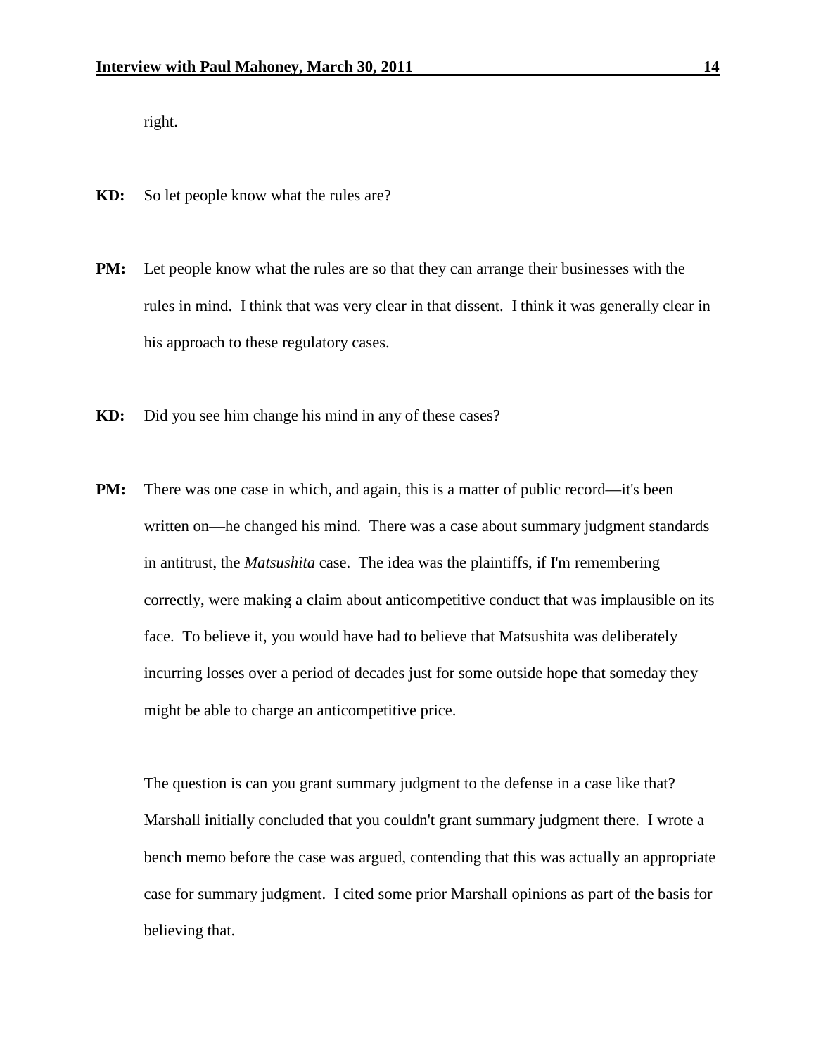right.

**KD:** So let people know what the rules are?

**PM:** Let people know what the rules are so that they can arrange their businesses with the rules in mind. I think that was very clear in that dissent. I think it was generally clear in his approach to these regulatory cases.

**KD:** Did you see him change his mind in any of these cases?

**PM:** There was one case in which, and again, this is a matter of public record—it's been written on—he changed his mind. There was a case about summary judgment standards in antitrust, the *Matsushita* case. The idea was the plaintiffs, if I'm remembering correctly, were making a claim about anticompetitive conduct that was implausible on its face. To believe it, you would have had to believe that Matsushita was deliberately incurring losses over a period of decades just for some outside hope that someday they might be able to charge an anticompetitive price.

The question is can you grant summary judgment to the defense in a case like that? Marshall initially concluded that you couldn't grant summary judgment there. I wrote a bench memo before the case was argued, contending that this was actually an appropriate case for summary judgment. I cited some prior Marshall opinions as part of the basis for believing that.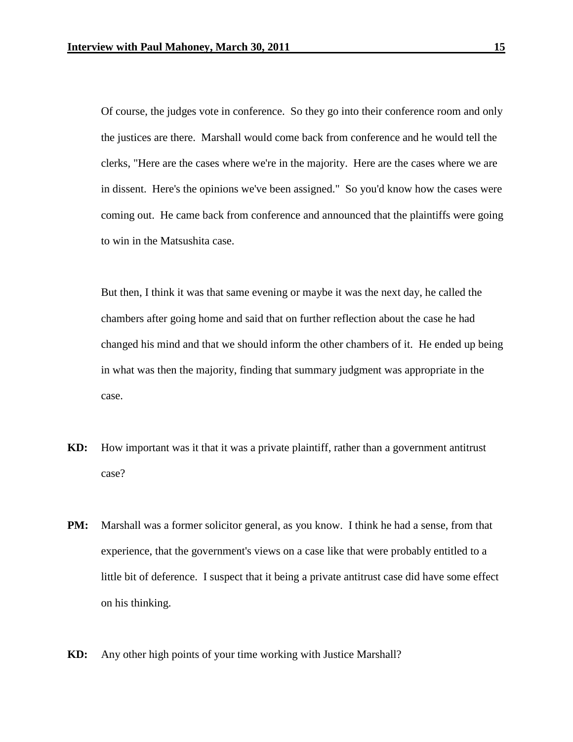Of course, the judges vote in conference. So they go into their conference room and only the justices are there. Marshall would come back from conference and he would tell the clerks, "Here are the cases where we're in the majority. Here are the cases where we are in dissent. Here's the opinions we've been assigned." So you'd know how the cases were coming out. He came back from conference and announced that the plaintiffs were going to win in the Matsushita case.

But then, I think it was that same evening or maybe it was the next day, he called the chambers after going home and said that on further reflection about the case he had changed his mind and that we should inform the other chambers of it. He ended up being in what was then the majority, finding that summary judgment was appropriate in the case.

**KD:** How important was it that it was a private plaintiff, rather than a government antitrust case?

**PM:** Marshall was a former solicitor general, as you know. I think he had a sense, from that experience, that the government's views on a case like that were probably entitled to a little bit of deference. I suspect that it being a private antitrust case did have some effect on his thinking.

**KD:** Any other high points of your time working with Justice Marshall?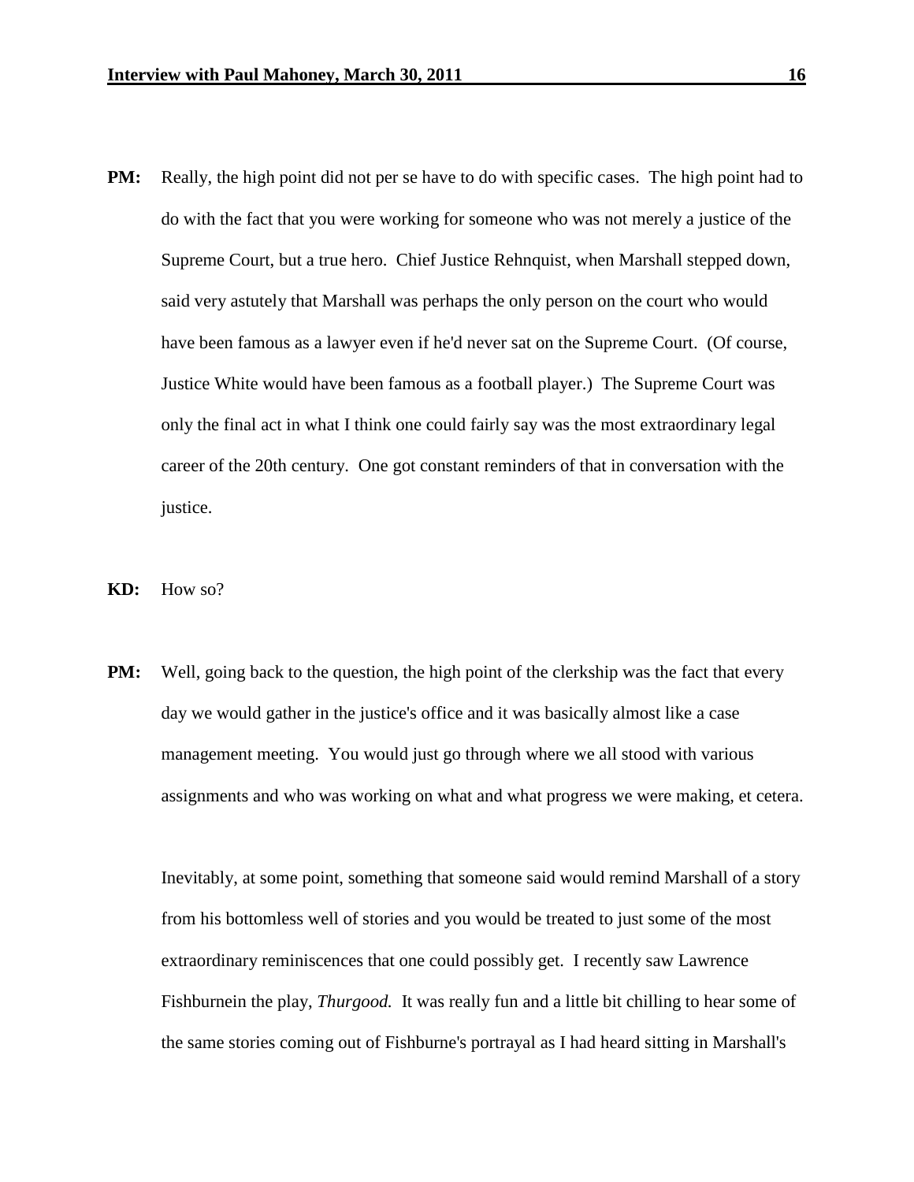**PM:** Really, the high point did not per se have to do with specific cases. The high point had to do with the fact that you were working for someone who was not merely a justice of the Supreme Court, but a true hero. Chief Justice Rehnquist, when Marshall stepped down, said very astutely that Marshall was perhaps the only person on the court who would have been famous as a lawyer even if he'd never sat on the Supreme Court. (Of course, Justice White would have been famous as a football player.) The Supreme Court was only the final act in what I think one could fairly say was the most extraordinary legal career of the 20th century. One got constant reminders of that in conversation with the justice.

**KD:** How so?

**PM:** Well, going back to the question, the high point of the clerkship was the fact that every day we would gather in the justice's office and it was basically almost like a case management meeting. You would just go through where we all stood with various assignments and who was working on what and what progress we were making, et cetera.

Inevitably, at some point, something that someone said would remind Marshall of a story from his bottomless well of stories and you would be treated to just some of the most extraordinary reminiscences that one could possibly get. I recently saw Lawrence Fishburnein the play, *Thurgood.* It was really fun and a little bit chilling to hear some of the same stories coming out of Fishburne's portrayal as I had heard sitting in Marshall's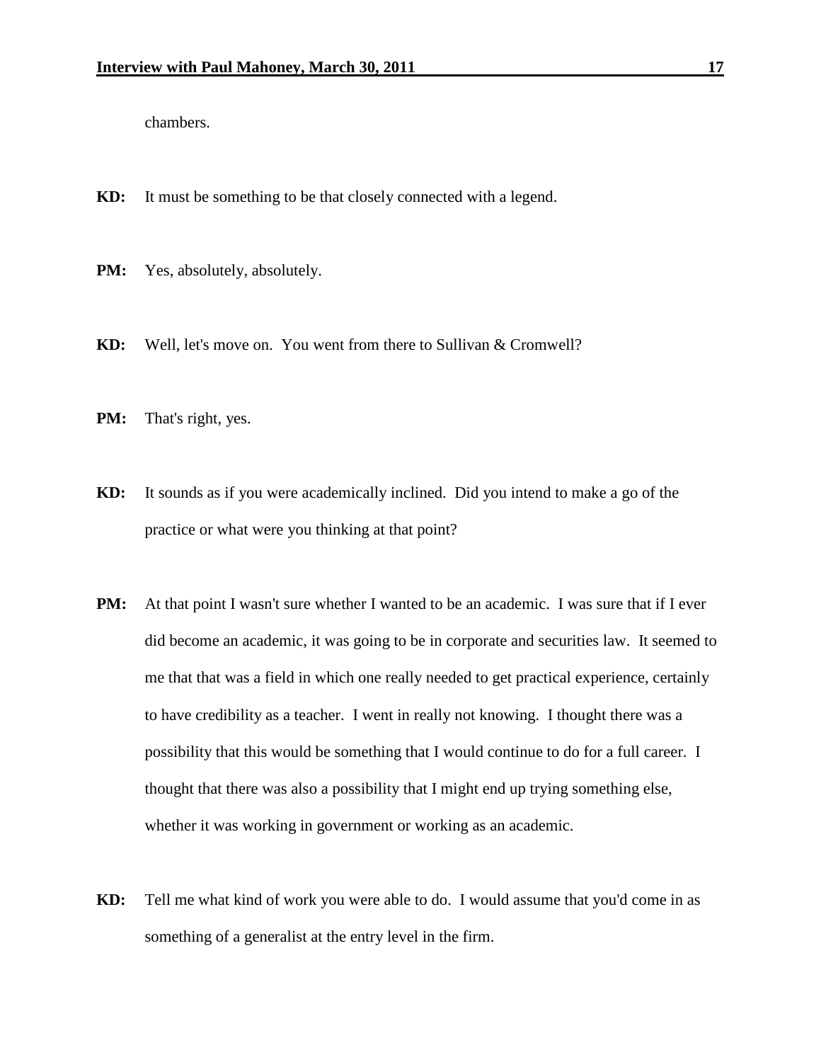chambers.

**KD:** It must be something to be that closely connected with a legend.

**PM:** Yes, absolutely, absolutely.

**KD:** Well, let's move on. You went from there to Sullivan & Cromwell?

**PM:** That's right, yes.

**KD:** It sounds as if you were academically inclined. Did you intend to make a go of the practice or what were you thinking at that point?

**PM:** At that point I wasn't sure whether I wanted to be an academic. I was sure that if I ever did become an academic, it was going to be in corporate and securities law. It seemed to me that that was a field in which one really needed to get practical experience, certainly to have credibility as a teacher. I went in really not knowing. I thought there was a possibility that this would be something that I would continue to do for a full career. I thought that there was also a possibility that I might end up trying something else, whether it was working in government or working as an academic.

**KD:** Tell me what kind of work you were able to do. I would assume that you'd come in as something of a generalist at the entry level in the firm.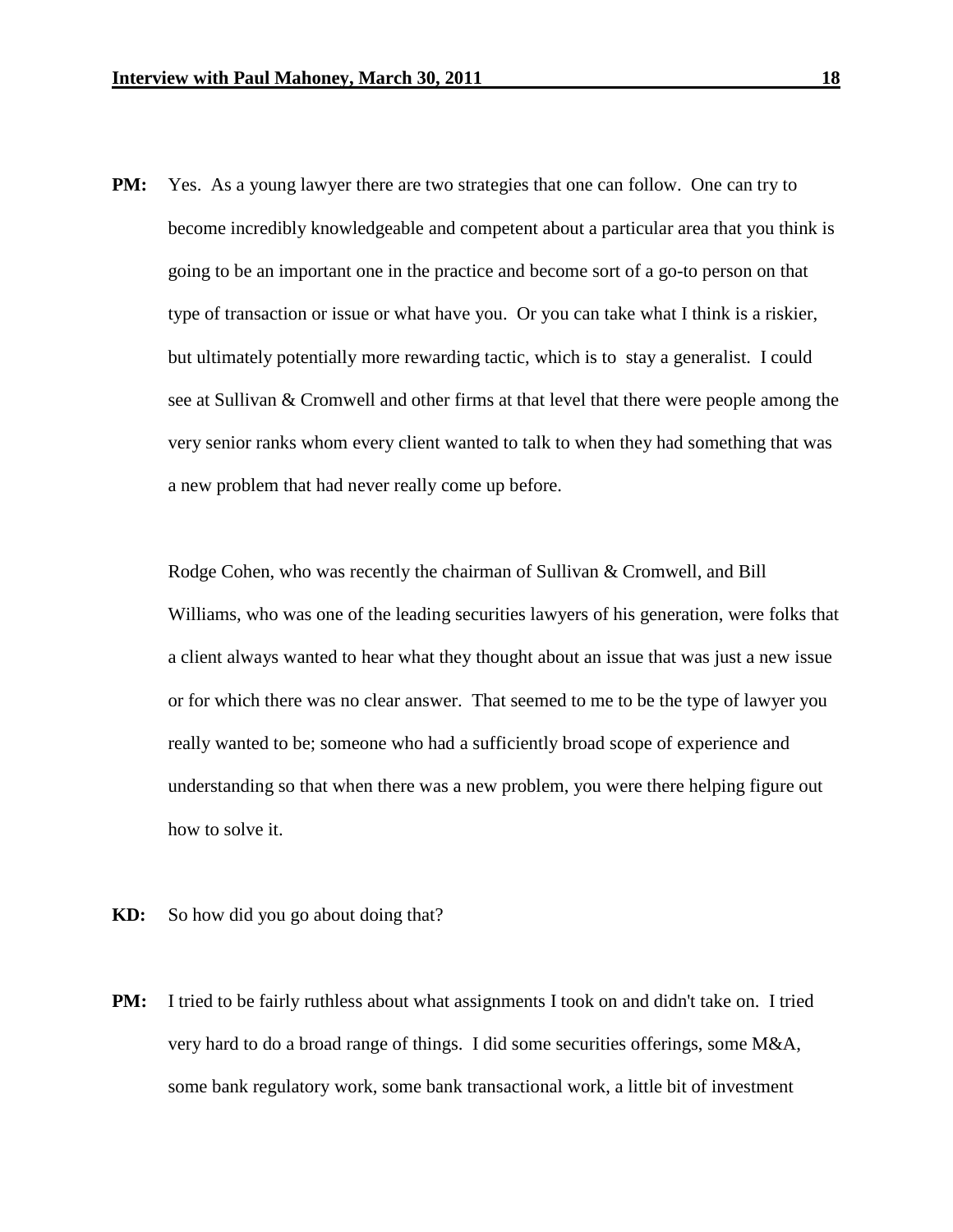**PM:** Yes. As a young lawyer there are two strategies that one can follow. One can try to become incredibly knowledgeable and competent about a particular area that you think is going to be an important one in the practice and become sort of a go-to person on that type of transaction or issue or what have you. Or you can take what I think is a riskier, but ultimately potentially more rewarding tactic, which is to stay a generalist. I could see at Sullivan & Cromwell and other firms at that level that there were people among the very senior ranks whom every client wanted to talk to when they had something that was a new problem that had never really come up before.

Rodge Cohen, who was recently the chairman of Sullivan & Cromwell, and Bill Williams, who was one of the leading securities lawyers of his generation, were folks that a client always wanted to hear what they thought about an issue that was just a new issue or for which there was no clear answer. That seemed to me to be the type of lawyer you really wanted to be; someone who had a sufficiently broad scope of experience and understanding so that when there was a new problem, you were there helping figure out how to solve it.

**KD:** So how did you go about doing that?

**PM:** I tried to be fairly ruthless about what assignments I took on and didn't take on. I tried very hard to do a broad range of things. I did some securities offerings, some M&A, some bank regulatory work, some bank transactional work, a little bit of investment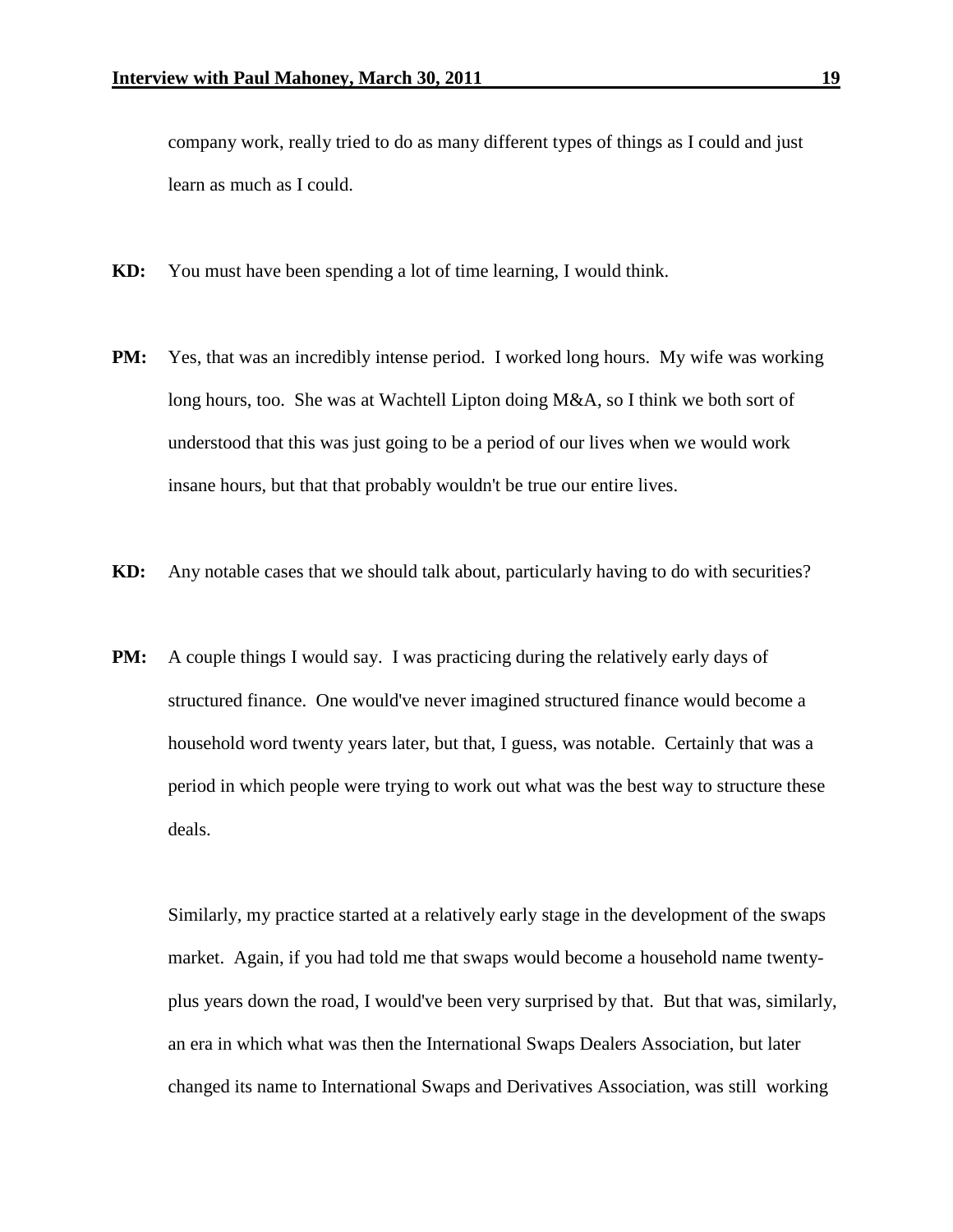company work, really tried to do as many different types of things as I could and just learn as much as I could.

**KD:** You must have been spending a lot of time learning, I would think.

**PM:** Yes, that was an incredibly intense period. I worked long hours. My wife was working long hours, too. She was at Wachtell Lipton doing M&A, so I think we both sort of understood that this was just going to be a period of our lives when we would work insane hours, but that that probably wouldn't be true our entire lives.

**KD:** Any notable cases that we should talk about, particularly having to do with securities?

**PM:** A couple things I would say. I was practicing during the relatively early days of structured finance. One would've never imagined structured finance would become a household word twenty years later, but that, I guess, was notable. Certainly that was a period in which people were trying to work out what was the best way to structure these deals.

Similarly, my practice started at a relatively early stage in the development of the swaps market. Again, if you had told me that swaps would become a household name twenty-plus years down the road, I would've been very surprised by that. But that was, similarly, an era in which what was then the International Swaps Dealers Association, but later changed its name to International Swaps and Derivatives Association, was still working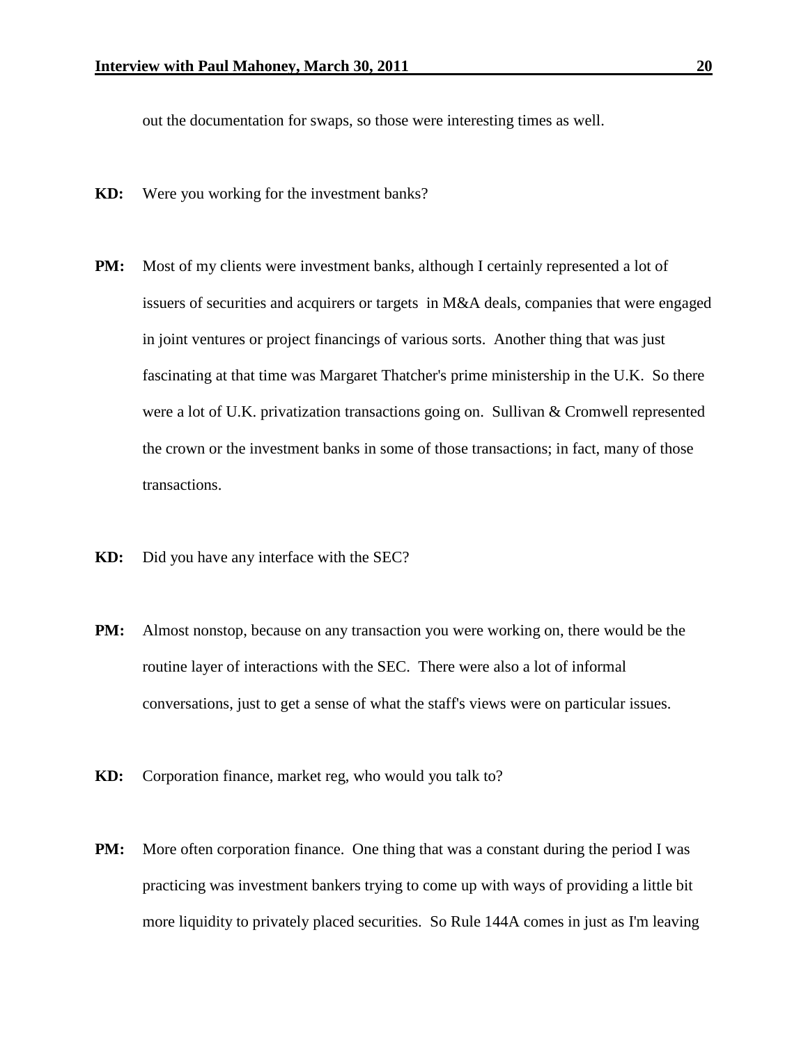out the documentation for swaps, so those were interesting times as well.

**KD:** Were you working for the investment banks?

**PM:** Most of my clients were investment banks, although I certainly represented a lot of issuers of securities and acquirers or targets in M&A deals, companies that were engaged in joint ventures or project financings of various sorts. Another thing that was just fascinating at that time was Margaret Thatcher's prime ministership in the U.K. So there were a lot of U.K. privatization transactions going on. Sullivan & Cromwell represented the crown or the investment banks in some of those transactions; in fact, many of those transactions.

**KD:** Did you have any interface with the SEC?

**PM:** Almost nonstop, because on any transaction you were working on, there would be the routine layer of interactions with the SEC. There were also a lot of informal conversations, just to get a sense of what the staff's views were on particular issues.

**KD:** Corporation finance, market reg, who would you talk to?

**PM:** More often corporation finance. One thing that was a constant during the period I was practicing was investment bankers trying to come up with ways of providing a little bit more liquidity to privately placed securities. So Rule 144A comes in just as I'm leaving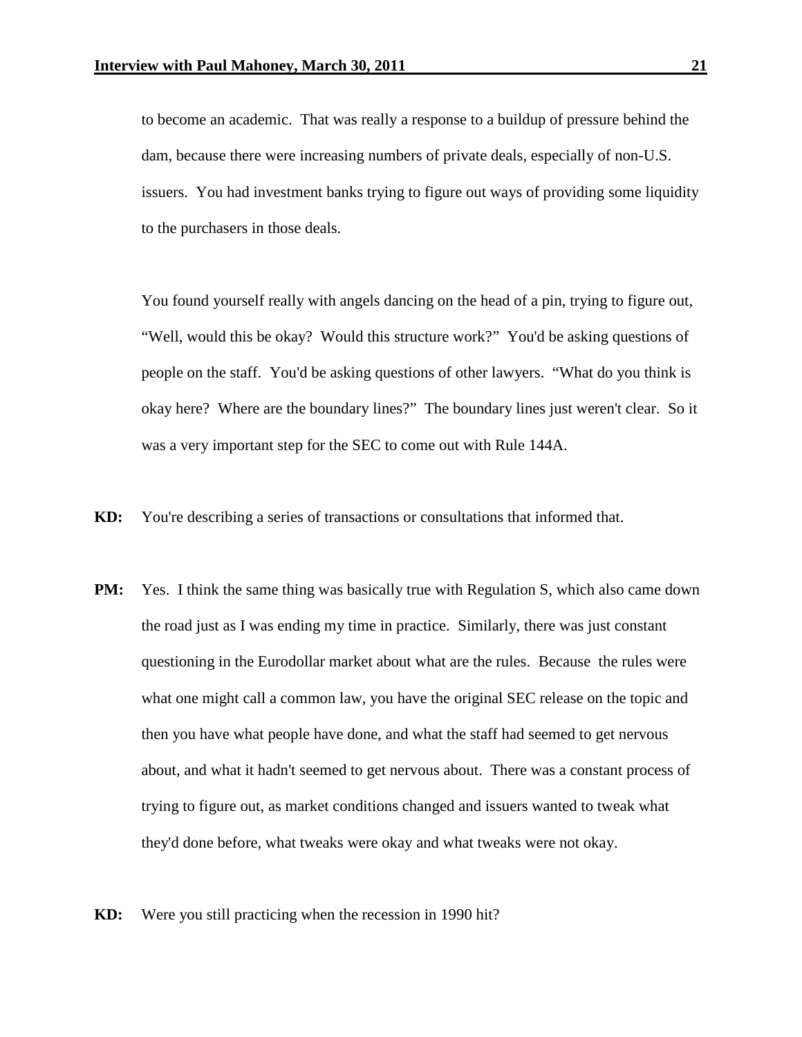to become an academic. That was really a response to a buildup of pressure behind the dam, because there were increasing numbers of private deals, especially of non-U.S. issuers. You had investment banks trying to figure out ways of providing some liquidity to the purchasers in those deals.

You found yourself really with angels dancing on the head of a pin, trying to figure out, "Well, would this be okay? Would this structure work?" You'd be asking questions of people on the staff. You'd be asking questions of other lawyers. "What do you think is okay here? Where are the boundary lines?" The boundary lines just weren't clear. So it was a very important step for the SEC to come out with Rule 144A.

**KD:** You're describing a series of transactions or consultations that informed that.

**PM:** Yes. I think the same thing was basically true with Regulation S, which also came down the road just as I was ending my time in practice. Similarly, there was just constant questioning in the Eurodollar market about what are the rules. Because the rules were what one might call a common law, you have the original SEC release on the topic and then you have what people have done, and what the staff had seemed to get nervous about, and what it hadn't seemed to get nervous about. There was a constant process of trying to figure out, as market conditions changed and issuers wanted to tweak what they'd done before, what tweaks were okay and what tweaks were not okay.

**KD:** Were you still practicing when the recession in 1990 hit?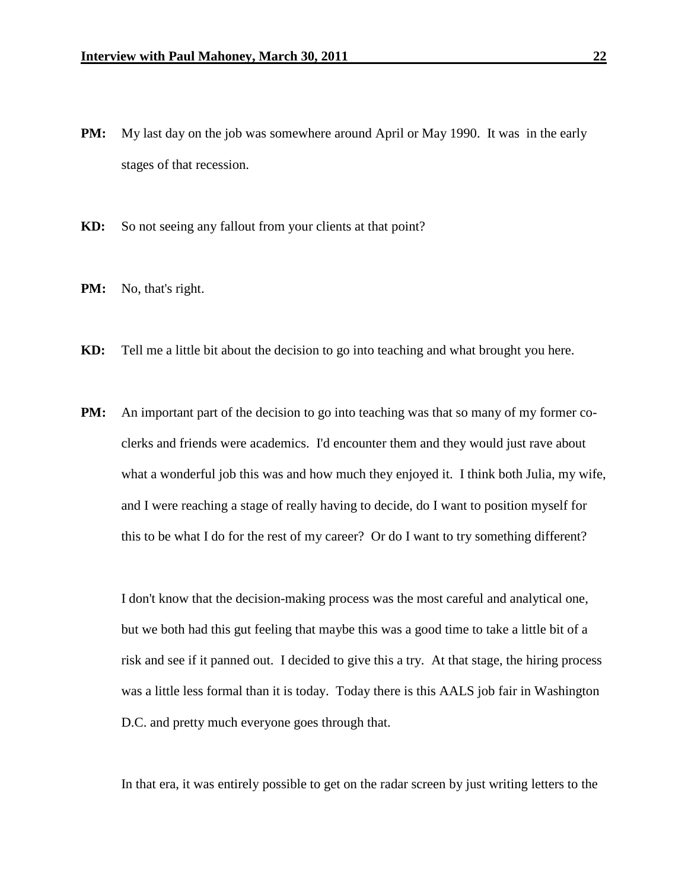**PM:** My last day on the job was somewhere around April or May 1990. It was in the early stages of that recession.

**KD:** So not seeing any fallout from your clients at that point?

**PM:** No, that's right.

**KD:** Tell me a little bit about the decision to go into teaching and what brought you here.

**PM:** An important part of the decision to go into teaching was that so many of my former co-clerks and friends were academics. I'd encounter them and they would just rave about what a wonderful job this was and how much they enjoyed it. I think both Julia, my wife, and I were reaching a stage of really having to decide, do I want to position myself for this to be what I do for the rest of my career? Or do I want to try something different?

I don't know that the decision-making process was the most careful and analytical one, but we both had this gut feeling that maybe this was a good time to take a little bit of a risk and see if it panned out. I decided to give this a try. At that stage, the hiring process was a little less formal than it is today. Today there is this AALS job fair in Washington D.C. and pretty much everyone goes through that.

In that era, it was entirely possible to get on the radar screen by just writing letters to the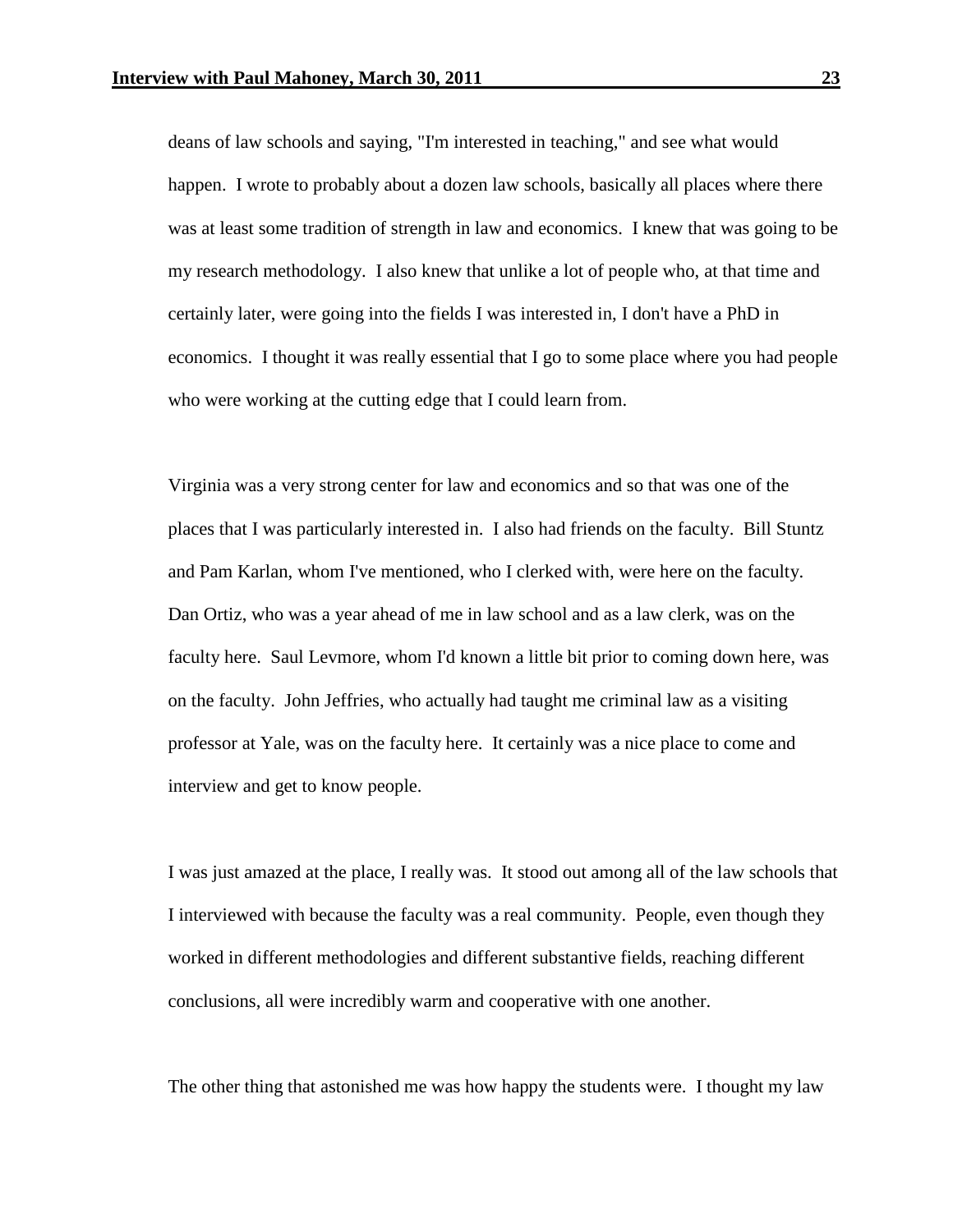deans of law schools and saying, "I'm interested in teaching," and see what would happen. I wrote to probably about a dozen law schools, basically all places where there was at least some tradition of strength in law and economics. I knew that was going to be my research methodology. I also knew that unlike a lot of people who, at that time and certainly later, were going into the fields I was interested in, I don't have a PhD in economics. I thought it was really essential that I go to some place where you had people who were working at the cutting edge that I could learn from.

Virginia was a very strong center for law and economics and so that was one of the places that I was particularly interested in. I also had friends on the faculty. Bill Stuntz and Pam Karlan, whom I've mentioned, who I clerked with, were here on the faculty. Dan Ortiz, who was a year ahead of me in law school and as a law clerk, was on the faculty here. Saul Levmore, whom I'd known a little bit prior to coming down here, was on the faculty. John Jeffries, who actually had taught me criminal law as a visiting professor at Yale, was on the faculty here. It certainly was a nice place to come and interview and get to know people.

I was just amazed at the place, I really was. It stood out among all of the law schools that I interviewed with because the faculty was a real community. People, even though they worked in different methodologies and different substantive fields, reaching different conclusions, all were incredibly warm and cooperative with one another.

The other thing that astonished me was how happy the students were. I thought my law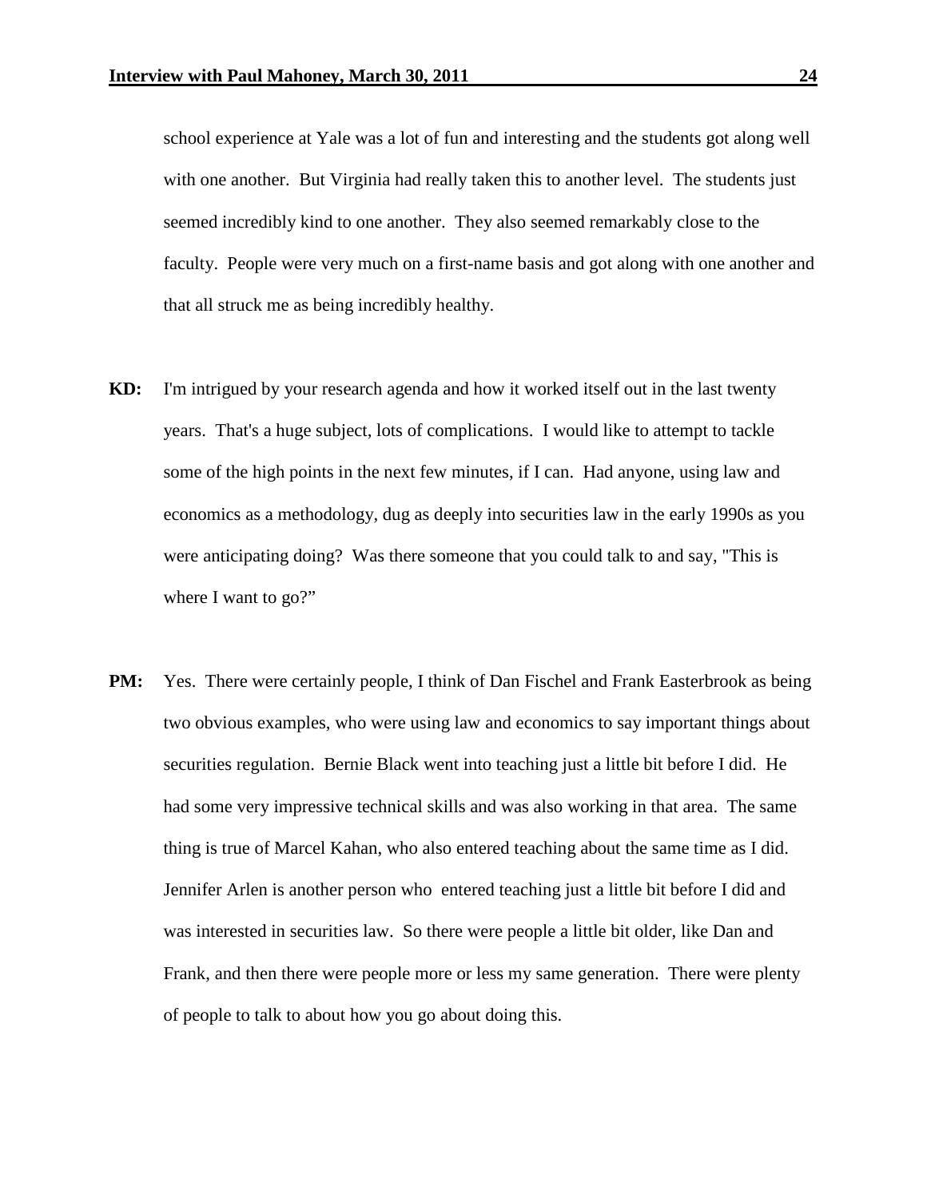school experience at Yale was a lot of fun and interesting and the students got along well with one another. But Virginia had really taken this to another level. The students just seemed incredibly kind to one another. They also seemed remarkably close to the faculty. People were very much on a first-name basis and got along with one another and that all struck me as being incredibly healthy.

**KD:** I'm intrigued by your research agenda and how it worked itself out in the last twenty years. That's a huge subject, lots of complications. I would like to attempt to tackle some of the high points in the next few minutes, if I can. Had anyone, using law and economics as a methodology, dug as deeply into securities law in the early 1990s as you were anticipating doing? Was there someone that you could talk to and say, "This is where I want to go?"

**PM:** Yes. There were certainly people, I think of Dan Fischel and Frank Easterbrook as being two obvious examples, who were using law and economics to say important things about securities regulation. Bernie Black went into teaching just a little bit before I did. He had some very impressive technical skills and was also working in that area. The same thing is true of Marcel Kahan, who also entered teaching about the same time as I did. Jennifer Arlen is another person who entered teaching just a little bit before I did and was interested in securities law. So there were people a little bit older, like Dan and Frank, and then there were people more or less my same generation. There were plenty of people to talk to about how you go about doing this.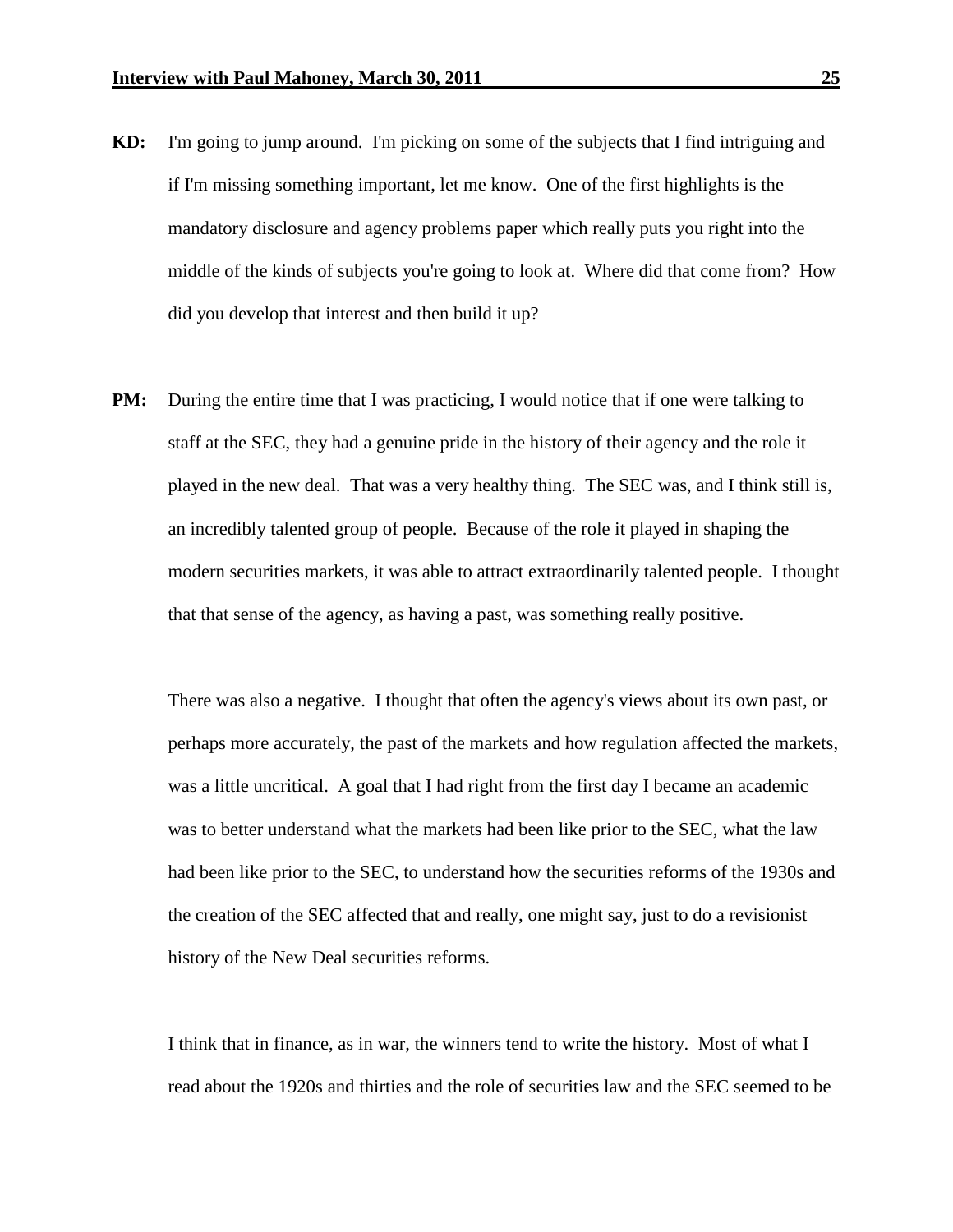**KD:** I'm going to jump around. I'm picking on some of the subjects that I find intriguing and if I'm missing something important, let me know. One of the first highlights is the mandatory disclosure and agency problems paper which really puts you right into the middle of the kinds of subjects you're going to look at. Where did that come from? How did you develop that interest and then build it up?

**PM:** During the entire time that I was practicing, I would notice that if one were talking to staff at the SEC, they had a genuine pride in the history of their agency and the role it played in the new deal. That was a very healthy thing. The SEC was, and I think still is, an incredibly talented group of people. Because of the role it played in shaping the modern securities markets, it was able to attract extraordinarily talented people. I thought that that sense of the agency, as having a past, was something really positive.

There was also a negative. I thought that often the agency's views about its own past, or perhaps more accurately, the past of the markets and how regulation affected the markets, was a little uncritical. A goal that I had right from the first day I became an academic was to better understand what the markets had been like prior to the SEC, what the law had been like prior to the SEC, to understand how the securities reforms of the 1930s and the creation of the SEC affected that and really, one might say, just to do a revisionist history of the New Deal securities reforms.

I think that in finance, as in war, the winners tend to write the history. Most of what I read about the 1920s and thirties and the role of securities law and the SEC seemed to be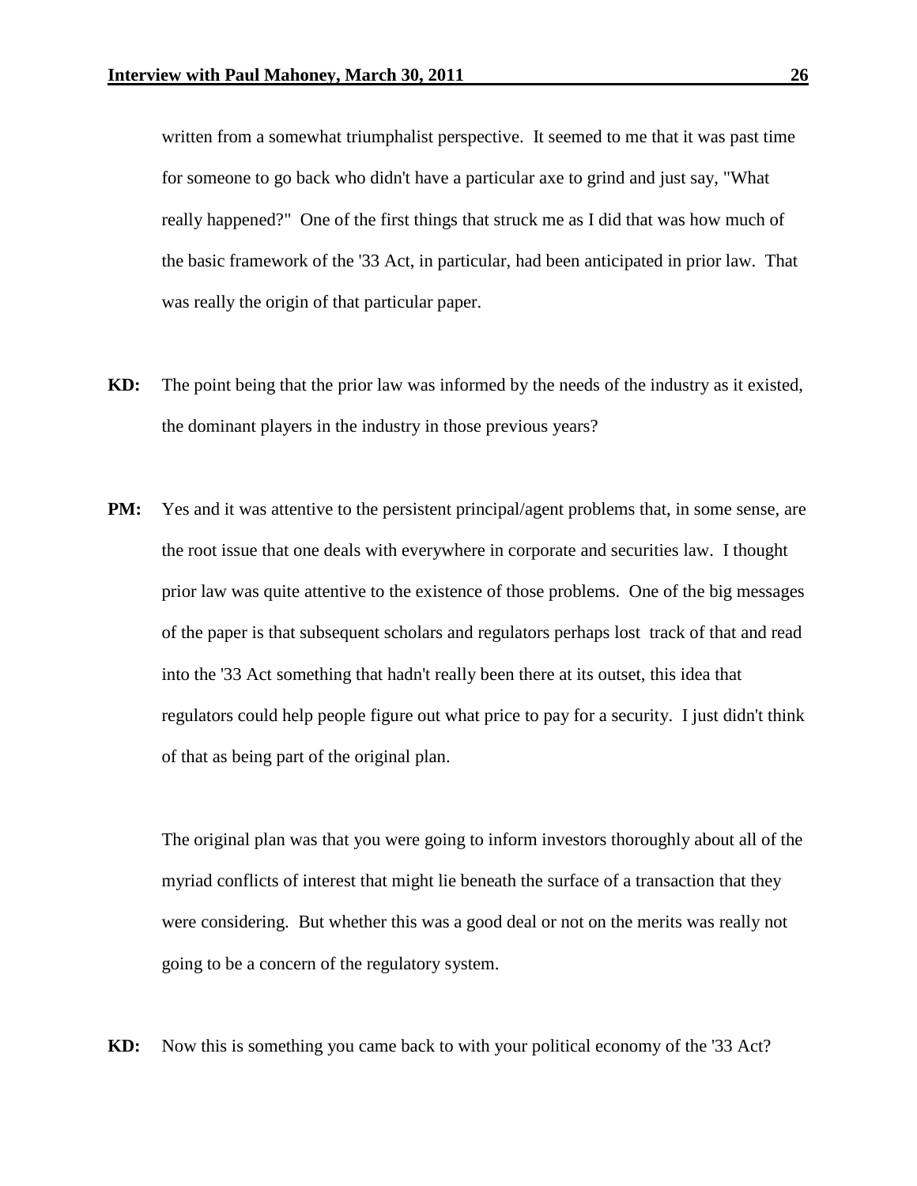written from a somewhat triumphalist perspective. It seemed to me that it was past time for someone to go back who didn't have a particular axe to grind and just say, "What really happened?" One of the first things that struck me as I did that was how much of the basic framework of the '33 Act, in particular, had been anticipated in prior law. That was really the origin of that particular paper.

**KD:** The point being that the prior law was informed by the needs of the industry as it existed, the dominant players in the industry in those previous years?

**PM:** Yes and it was attentive to the persistent principal/agent problems that, in some sense, are the root issue that one deals with everywhere in corporate and securities law. I thought prior law was quite attentive to the existence of those problems. One of the big messages of the paper is that subsequent scholars and regulators perhaps lost track of that and read into the '33 Act something that hadn't really been there at its outset, this idea that regulators could help people figure out what price to pay for a security. I just didn't think of that as being part of the original plan.

The original plan was that you were going to inform investors thoroughly about all of the myriad conflicts of interest that might lie beneath the surface of a transaction that they were considering. But whether this was a good deal or not on the merits was really not going to be a concern of the regulatory system.

**KD:** Now this is something you came back to with your political economy of the '33 Act?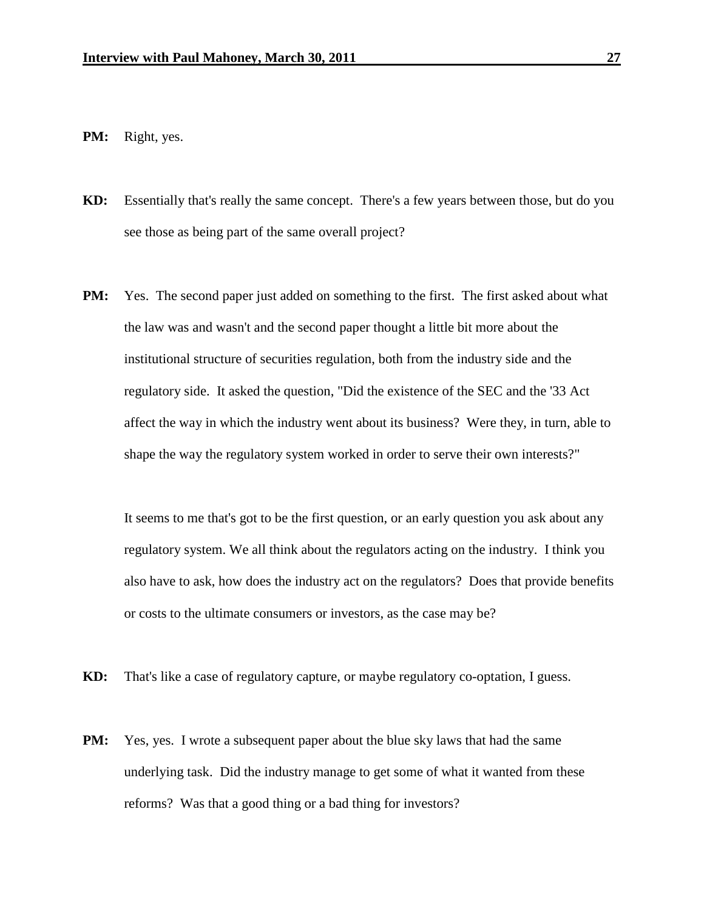**PM:** Right, yes.

**KD:** Essentially that's really the same concept. There's a few years between those, but do you see those as being part of the same overall project?

**PM:** Yes. The second paper just added on something to the first. The first asked about what the law was and wasn't and the second paper thought a little bit more about the institutional structure of securities regulation, both from the industry side and the regulatory side. It asked the question, "Did the existence of the SEC and the '33 Act affect the way in which the industry went about its business? Were they, in turn, able to shape the way the regulatory system worked in order to serve their own interests?"

It seems to me that's got to be the first question, or an early question you ask about any regulatory system. We all think about the regulators acting on the industry. I think you also have to ask, how does the industry act on the regulators? Does that provide benefits or costs to the ultimate consumers or investors, as the case may be?

**KD:** That's like a case of regulatory capture, or maybe regulatory co-optation, I guess.

**PM:** Yes, yes. I wrote a subsequent paper about the blue sky laws that had the same underlying task. Did the industry manage to get some of what it wanted from these reforms? Was that a good thing or a bad thing for investors?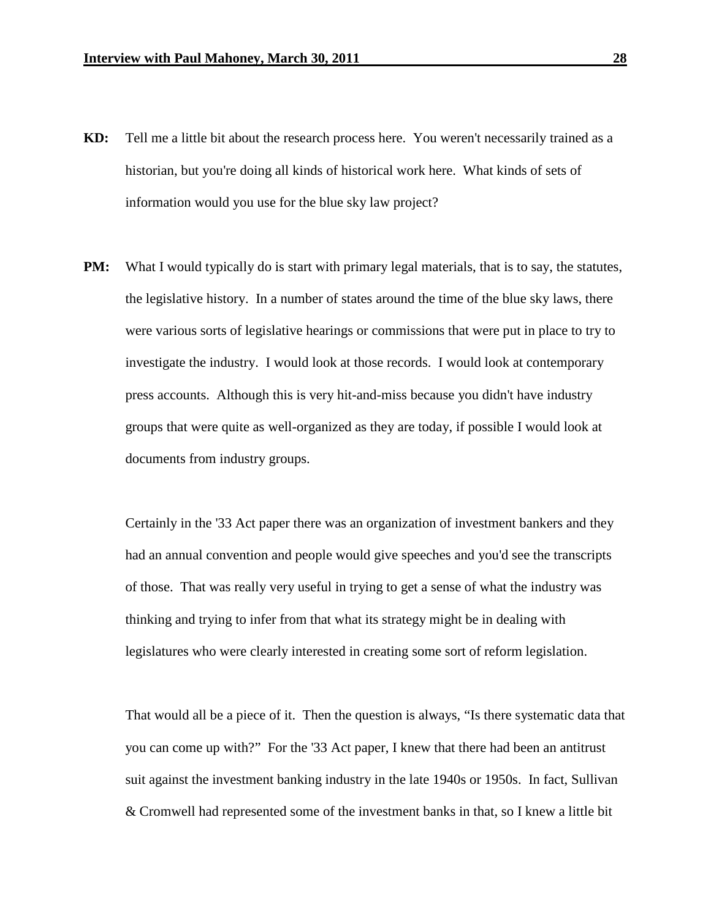**KD:** Tell me a little bit about the research process here. You weren't necessarily trained as a historian, but you're doing all kinds of historical work here. What kinds of sets of information would you use for the blue sky law project?

**PM:** What I would typically do is start with primary legal materials, that is to say, the statutes, the legislative history. In a number of states around the time of the blue sky laws, there were various sorts of legislative hearings or commissions that were put in place to try to investigate the industry. I would look at those records. I would look at contemporary press accounts. Although this is very hit-and-miss because you didn't have industry groups that were quite as well-organized as they are today, if possible I would look at documents from industry groups.

Certainly in the '33 Act paper there was an organization of investment bankers and they had an annual convention and people would give speeches and you'd see the transcripts of those. That was really very useful in trying to get a sense of what the industry was thinking and trying to infer from that what its strategy might be in dealing with legislatures who were clearly interested in creating some sort of reform legislation.

That would all be a piece of it. Then the question is always, "Is there systematic data that you can come up with?" For the '33 Act paper, I knew that there had been an antitrust suit against the investment banking industry in the late 1940s or 1950s. In fact, Sullivan & Cromwell had represented some of the investment banks in that, so I knew a little bit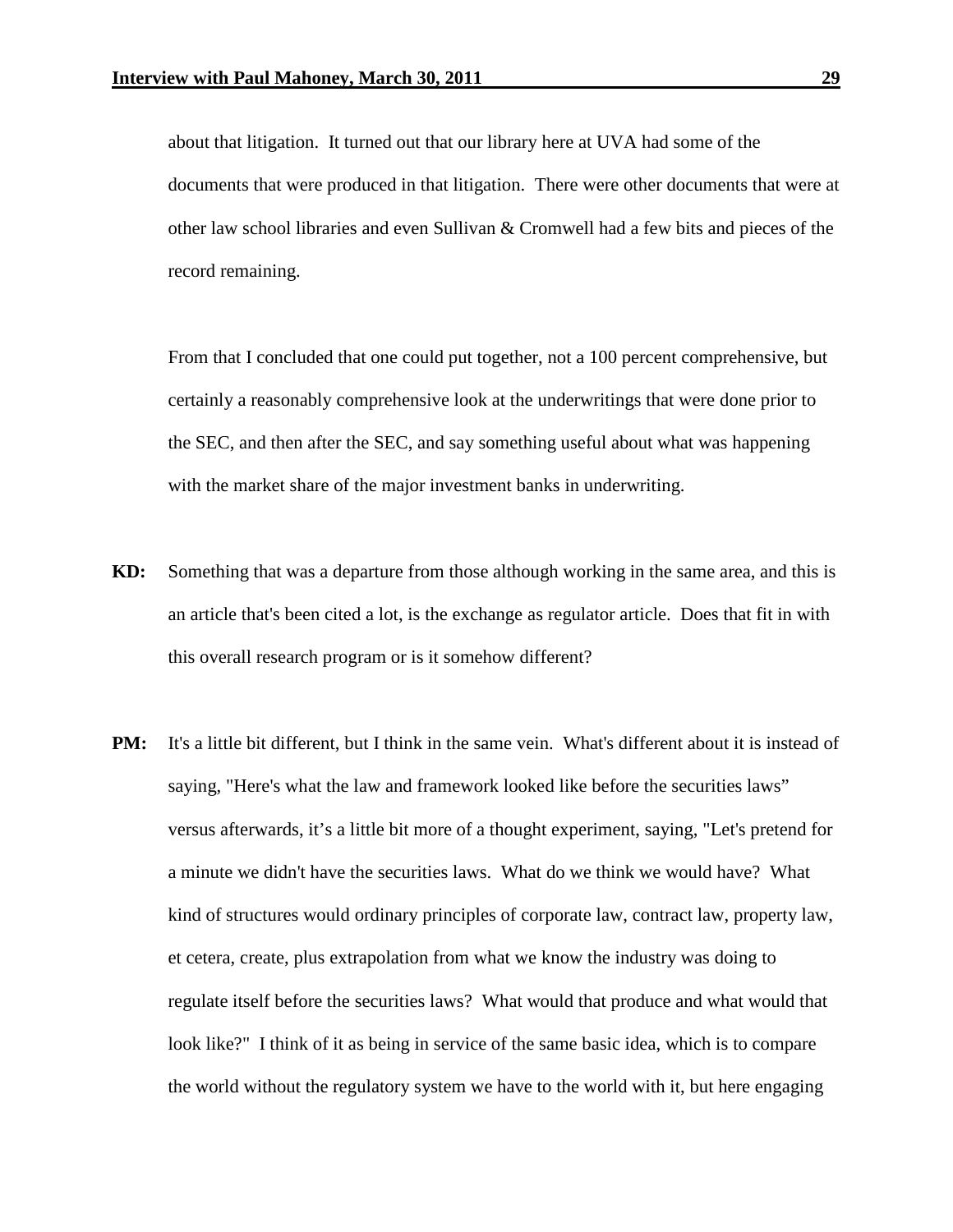about that litigation. It turned out that our library here at UVA had some of the documents that were produced in that litigation. There were other documents that were at other law school libraries and even Sullivan & Cromwell had a few bits and pieces of the record remaining.

From that I concluded that one could put together, not a 100 percent comprehensive, but certainly a reasonably comprehensive look at the underwritings that were done prior to the SEC, and then after the SEC, and say something useful about what was happening with the market share of the major investment banks in underwriting.

**KD:** Something that was a departure from those although working in the same area, and this is an article that's been cited a lot, is the exchange as regulator article. Does that fit in with this overall research program or is it somehow different?

**PM:** It's a little bit different, but I think in the same vein. What's different about it is instead of saying, "Here's what the law and framework looked like before the securities laws" versus afterwards, it's a little bit more of a thought experiment, saying, "Let's pretend for a minute we didn't have the securities laws. What do we think we would have? What kind of structures would ordinary principles of corporate law, contract law, property law, et cetera, create, plus extrapolation from what we know the industry was doing to regulate itself before the securities laws? What would that produce and what would that look like?" I think of it as being in service of the same basic idea, which is to compare the world without the regulatory system we have to the world with it, but here engaging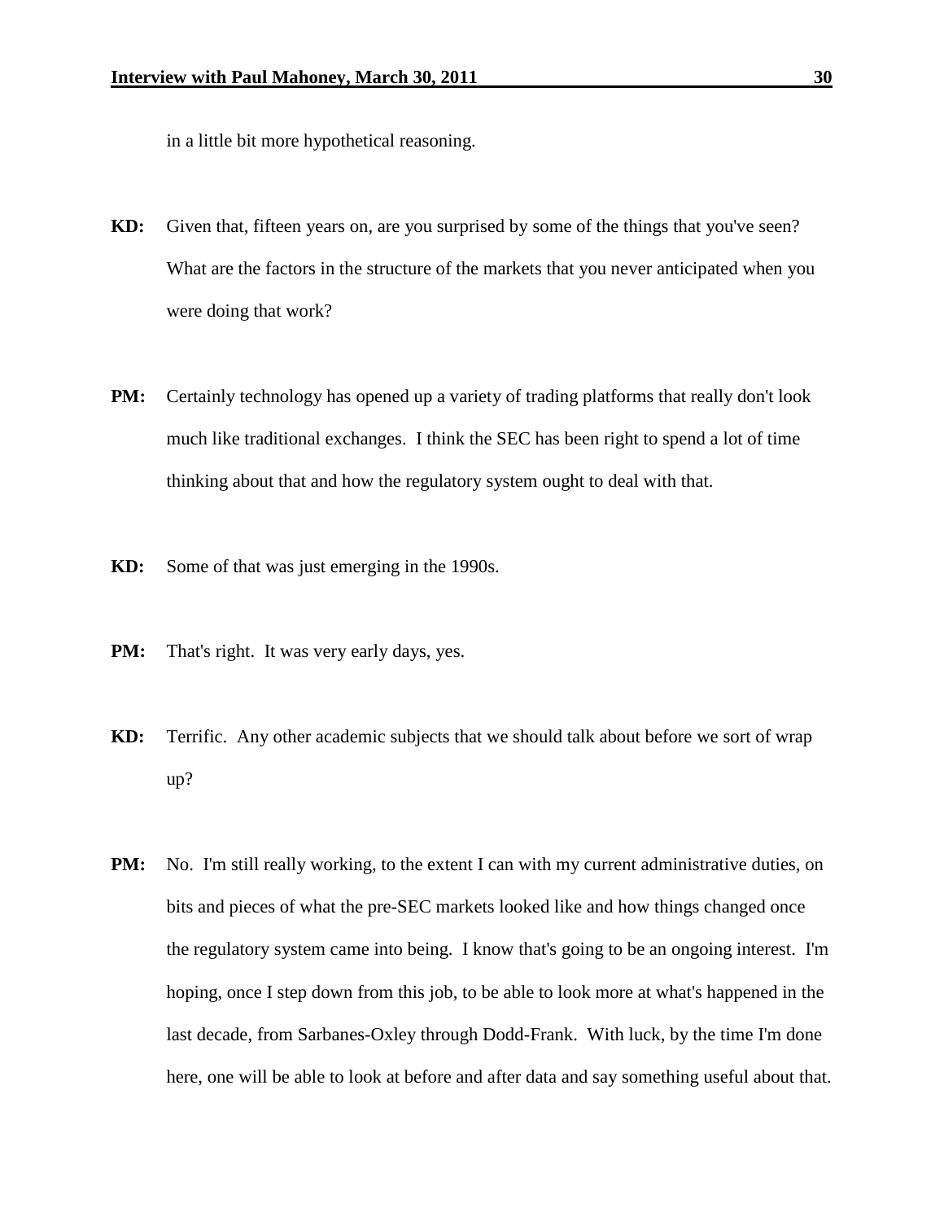in a little bit more hypothetical reasoning.

**KD:** Given that, fifteen years on, are you surprised by some of the things that you've seen? What are the factors in the structure of the markets that you never anticipated when you were doing that work?

**PM:** Certainly technology has opened up a variety of trading platforms that really don't look much like traditional exchanges. I think the SEC has been right to spend a lot of time thinking about that and how the regulatory system ought to deal with that.

**KD:** Some of that was just emerging in the 1990s.

**PM:** That's right. It was very early days, yes.

**KD:** Terrific. Any other academic subjects that we should talk about before we sort of wrap up?

**PM:** No. I'm still really working, to the extent I can with my current administrative duties, on bits and pieces of what the pre-SEC markets looked like and how things changed once the regulatory system came into being. I know that's going to be an ongoing interest. I'm hoping, once I step down from this job, to be able to look more at what's happened in the last decade, from Sarbanes-Oxley through Dodd-Frank. With luck, by the time I'm done here, one will be able to look at before and after data and say something useful about that.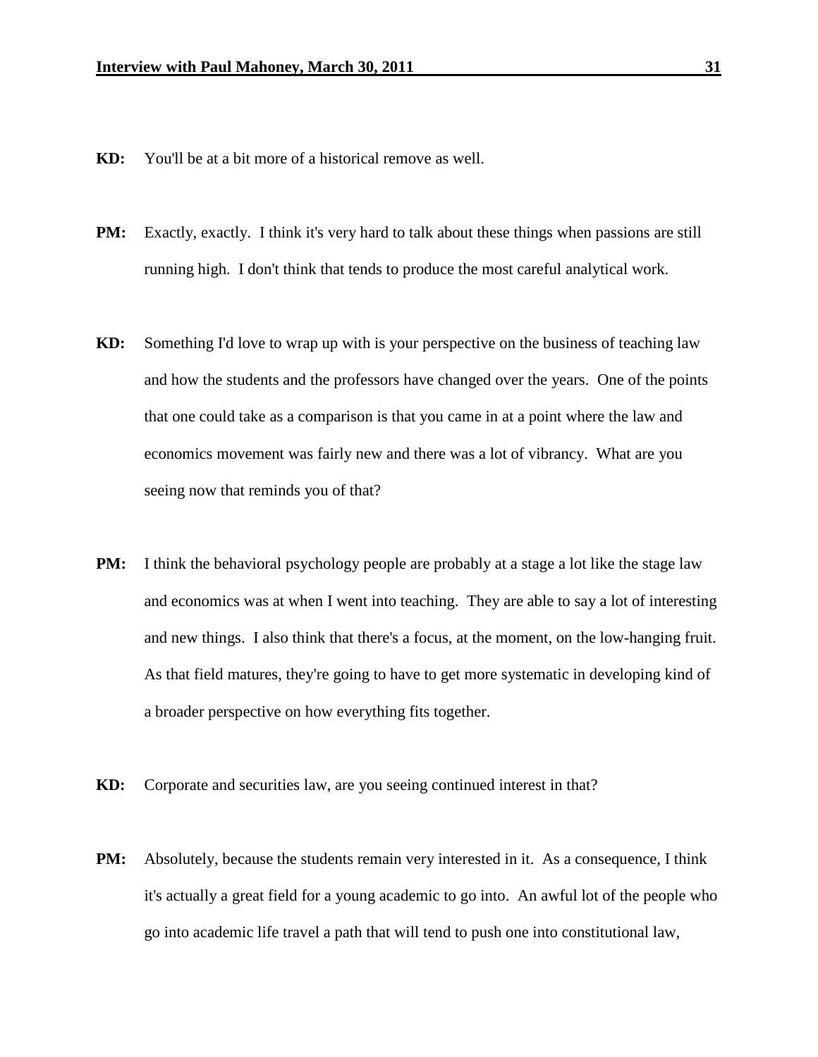**KD:** You'll be at a bit more of a historical remove as well.

**PM:** Exactly, exactly. I think it's very hard to talk about these things when passions are still running high. I don't think that tends to produce the most careful analytical work.

**KD:** Something I'd love to wrap up with is your perspective on the business of teaching law and how the students and the professors have changed over the years. One of the points that one could take as a comparison is that you came in at a point where the law and economics movement was fairly new and there was a lot of vibrancy. What are you seeing now that reminds you of that?

**PM:** I think the behavioral psychology people are probably at a stage a lot like the stage law and economics was at when I went into teaching. They are able to say a lot of interesting and new things. I also think that there's a focus, at the moment, on the low-hanging fruit. As that field matures, they're going to have to get more systematic in developing kind of a broader perspective on how everything fits together.

**KD:** Corporate and securities law, are you seeing continued interest in that?

**PM:** Absolutely, because the students remain very interested in it. As a consequence, I think it's actually a great field for a young academic to go into. An awful lot of the people who go into academic life travel a path that will tend to push one into constitutional law,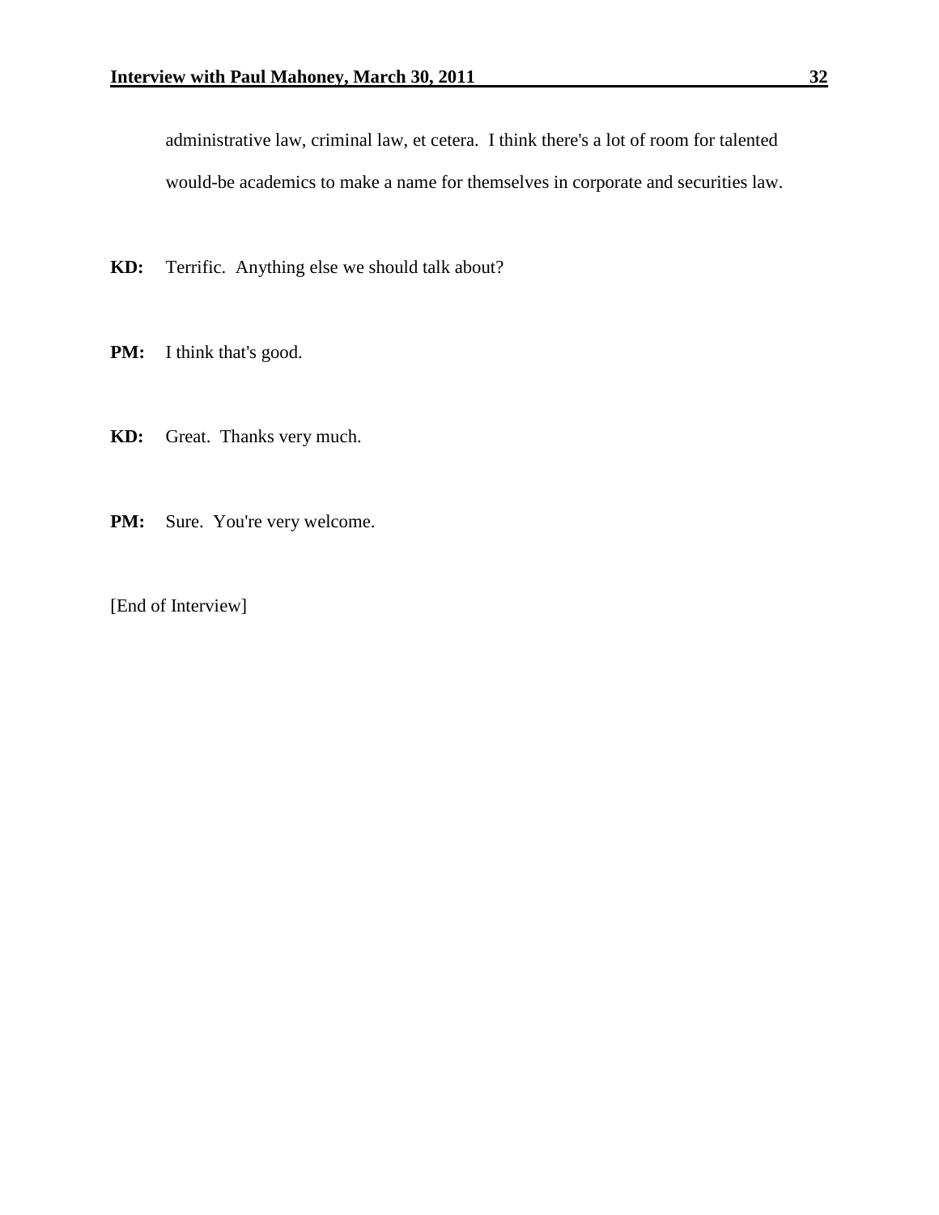administrative law, criminal law, et cetera. I think there's a lot of room for talented would-be academics to make a name for themselves in corporate and securities law.

**KD:** Terrific. Anything else we should talk about?

**PM:** I think that's good.

**KD:** Great. Thanks very much.

**PM:** Sure. You're very welcome.

[End of Interview]